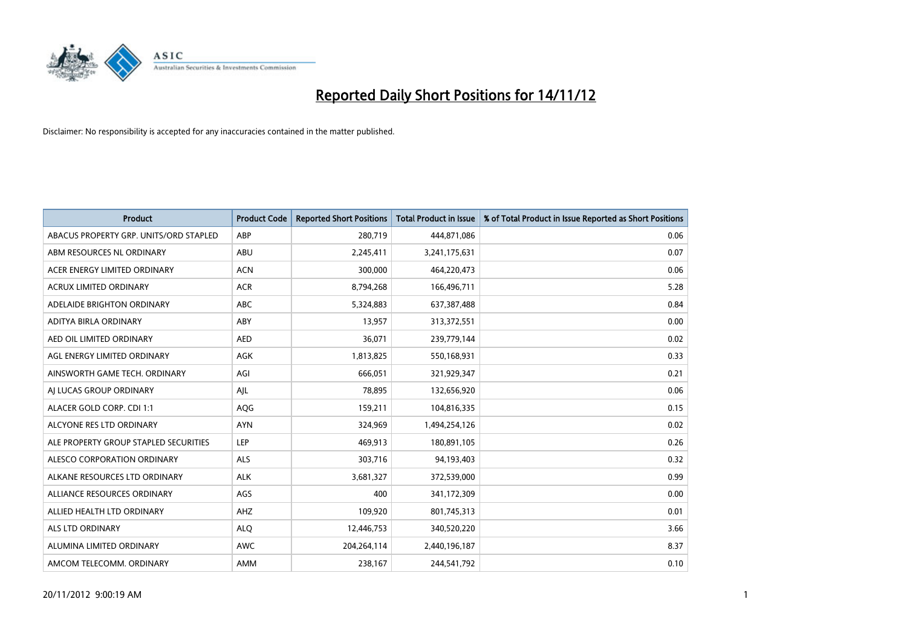# Reported Daily Short Positions for 14/11/12

Disclaimer: No responsibility is accepted for any inaccuracies contained in the matter published.

| Product | Product Code | Reported Short Positions | Total Product in Issue | % of Total Product in Issue Reported as Short Positions |
|---|---|---|---|---|
| ABACUS PROPERTY GRP. UNITS/ORD STAPLED | ABP | 280,719 | 444,871,086 | 0.06 |
| ABM RESOURCES NL ORDINARY | ABU | 2,245,411 | 3,241,175,631 | 0.07 |
| ACER ENERGY LIMITED ORDINARY | ACN | 300,000 | 464,220,473 | 0.06 |
| ACRUX LIMITED ORDINARY | ACR | 8,794,268 | 166,496,711 | 5.28 |
| ADELAIDE BRIGHTON ORDINARY | ABC | 5,324,883 | 637,387,488 | 0.84 |
| ADITYA BIRLA ORDINARY | ABY | 13,957 | 313,372,551 | 0.00 |
| AED OIL LIMITED ORDINARY | AED | 36,071 | 239,779,144 | 0.02 |
| AGL ENERGY LIMITED ORDINARY | AGK | 1,813,825 | 550,168,931 | 0.33 |
| AINSWORTH GAME TECH. ORDINARY | AGI | 666,051 | 321,929,347 | 0.21 |
| AJ LUCAS GROUP ORDINARY | AJL | 78,895 | 132,656,920 | 0.06 |
| ALACER GOLD CORP. CDI 1:1 | AQG | 159,211 | 104,816,335 | 0.15 |
| ALCYONE RES LTD ORDINARY | AYN | 324,969 | 1,494,254,126 | 0.02 |
| ALE PROPERTY GROUP STAPLED SECURITIES | LEP | 469,913 | 180,891,105 | 0.26 |
| ALESCO CORPORATION ORDINARY | ALS | 303,716 | 94,193,403 | 0.32 |
| ALKANE RESOURCES LTD ORDINARY | ALK | 3,681,327 | 372,539,000 | 0.99 |
| ALLIANCE RESOURCES ORDINARY | AGS | 400 | 341,172,309 | 0.00 |
| ALLIED HEALTH LTD ORDINARY | AHZ | 109,920 | 801,745,313 | 0.01 |
| ALS LTD ORDINARY | ALQ | 12,446,753 | 340,520,220 | 3.66 |
| ALUMINA LIMITED ORDINARY | AWC | 204,264,114 | 2,440,196,187 | 8.37 |
| AMCOM TELECOMM. ORDINARY | AMM | 238,167 | 244,541,792 | 0.10 |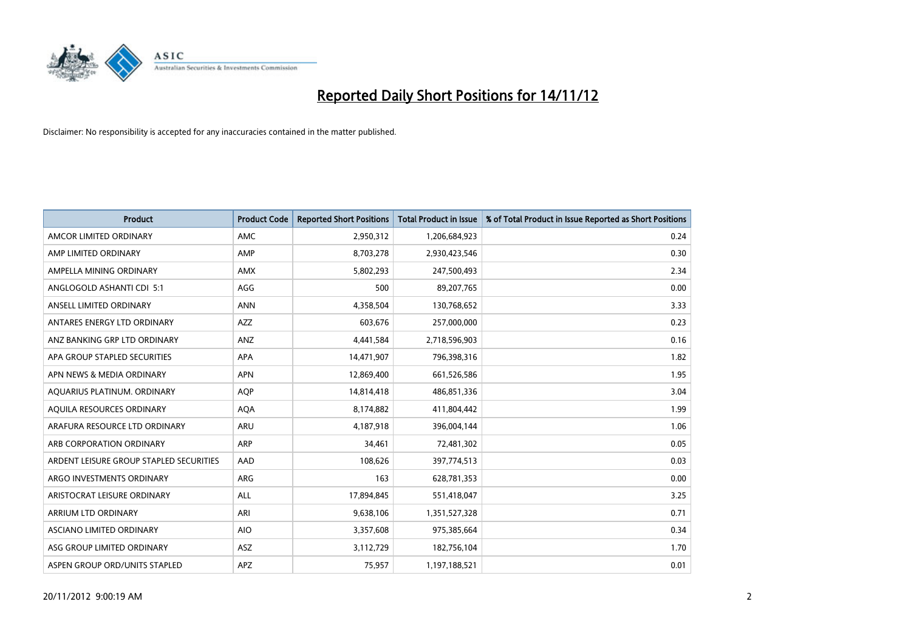# Reported Daily Short Positions for 14/11/12

Disclaimer: No responsibility is accepted for any inaccuracies contained in the matter published.

| Product | Product Code | Reported Short Positions | Total Product in Issue | % of Total Product in Issue Reported as Short Positions |
|---|---|---|---|---|
| AMCOR LIMITED ORDINARY | AMC | 2,950,312 | 1,206,684,923 | 0.24 |
| AMP LIMITED ORDINARY | AMP | 8,703,278 | 2,930,423,546 | 0.30 |
| AMPELLA MINING ORDINARY | AMX | 5,802,293 | 247,500,493 | 2.34 |
| ANGLOGOLD ASHANTI CDI 5:1 | AGG | 500 | 89,207,765 | 0.00 |
| ANSELL LIMITED ORDINARY | ANN | 4,358,504 | 130,768,652 | 3.33 |
| ANTARES ENERGY LTD ORDINARY | AZZ | 603,676 | 257,000,000 | 0.23 |
| ANZ BANKING GRP LTD ORDINARY | ANZ | 4,441,584 | 2,718,596,903 | 0.16 |
| APA GROUP STAPLED SECURITIES | APA | 14,471,907 | 796,398,316 | 1.82 |
| APN NEWS & MEDIA ORDINARY | APN | 12,869,400 | 661,526,586 | 1.95 |
| AQUARIUS PLATINUM. ORDINARY | AQP | 14,814,418 | 486,851,336 | 3.04 |
| AQUILA RESOURCES ORDINARY | AQA | 8,174,882 | 411,804,442 | 1.99 |
| ARAFURA RESOURCE LTD ORDINARY | ARU | 4,187,918 | 396,004,144 | 1.06 |
| ARB CORPORATION ORDINARY | ARP | 34,461 | 72,481,302 | 0.05 |
| ARDENT LEISURE GROUP STAPLED SECURITIES | AAD | 108,626 | 397,774,513 | 0.03 |
| ARGO INVESTMENTS ORDINARY | ARG | 163 | 628,781,353 | 0.00 |
| ARISTOCRAT LEISURE ORDINARY | ALL | 17,894,845 | 551,418,047 | 3.25 |
| ARRIUM LTD ORDINARY | ARI | 9,638,106 | 1,351,527,328 | 0.71 |
| ASCIANO LIMITED ORDINARY | AIO | 3,357,608 | 975,385,664 | 0.34 |
| ASG GROUP LIMITED ORDINARY | ASZ | 3,112,729 | 182,756,104 | 1.70 |
| ASPEN GROUP ORD/UNITS STAPLED | APZ | 75,957 | 1,197,188,521 | 0.01 |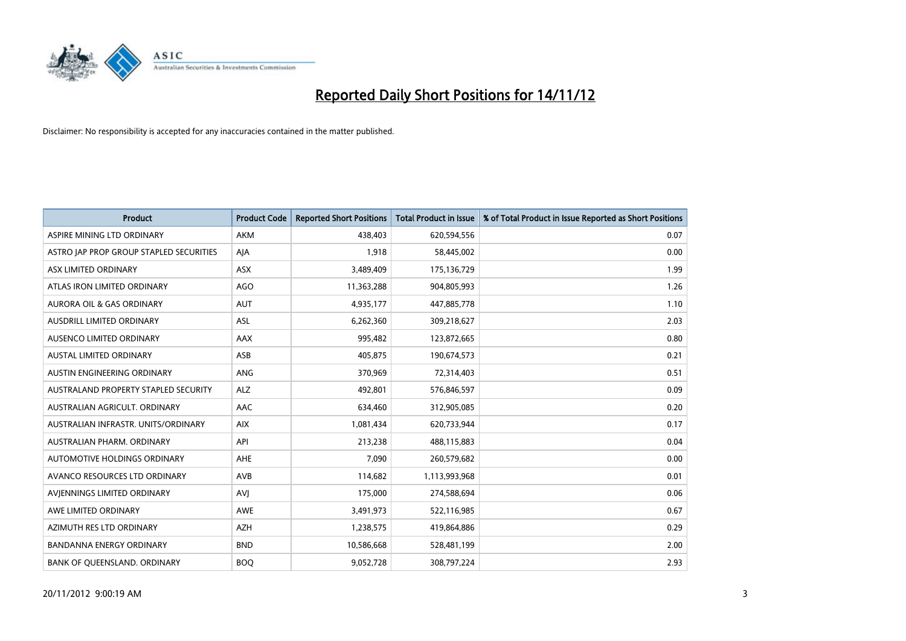# Reported Daily Short Positions for 14/11/12

Disclaimer: No responsibility is accepted for any inaccuracies contained in the matter published.

| Product | Product Code | Reported Short Positions | Total Product in Issue | % of Total Product in Issue Reported as Short Positions |
|---|---|---|---|---|
| ASPIRE MINING LTD ORDINARY | AKM | 438,403 | 620,594,556 | 0.07 |
| ASTRO JAP PROP GROUP STAPLED SECURITIES | AJA | 1,918 | 58,445,002 | 0.00 |
| ASX LIMITED ORDINARY | ASX | 3,489,409 | 175,136,729 | 1.99 |
| ATLAS IRON LIMITED ORDINARY | AGO | 11,363,288 | 904,805,993 | 1.26 |
| AURORA OIL & GAS ORDINARY | AUT | 4,935,177 | 447,885,778 | 1.10 |
| AUSDRILL LIMITED ORDINARY | ASL | 6,262,360 | 309,218,627 | 2.03 |
| AUSENCO LIMITED ORDINARY | AAX | 995,482 | 123,872,665 | 0.80 |
| AUSTAL LIMITED ORDINARY | ASB | 405,875 | 190,674,573 | 0.21 |
| AUSTIN ENGINEERING ORDINARY | ANG | 370,969 | 72,314,403 | 0.51 |
| AUSTRALAND PROPERTY STAPLED SECURITY | ALZ | 492,801 | 576,846,597 | 0.09 |
| AUSTRALIAN AGRICULT. ORDINARY | AAC | 634,460 | 312,905,085 | 0.20 |
| AUSTRALIAN INFRASTR. UNITS/ORDINARY | AIX | 1,081,434 | 620,733,944 | 0.17 |
| AUSTRALIAN PHARM. ORDINARY | API | 213,238 | 488,115,883 | 0.04 |
| AUTOMOTIVE HOLDINGS ORDINARY | AHE | 7,090 | 260,579,682 | 0.00 |
| AVANCO RESOURCES LTD ORDINARY | AVB | 114,682 | 1,113,993,968 | 0.01 |
| AVJENNINGS LIMITED ORDINARY | AVJ | 175,000 | 274,588,694 | 0.06 |
| AWE LIMITED ORDINARY | AWE | 3,491,973 | 522,116,985 | 0.67 |
| AZIMUTH RES LTD ORDINARY | AZH | 1,238,575 | 419,864,886 | 0.29 |
| BANDANNA ENERGY ORDINARY | BND | 10,586,668 | 528,481,199 | 2.00 |
| BANK OF QUEENSLAND. ORDINARY | BOQ | 9,052,728 | 308,797,224 | 2.93 |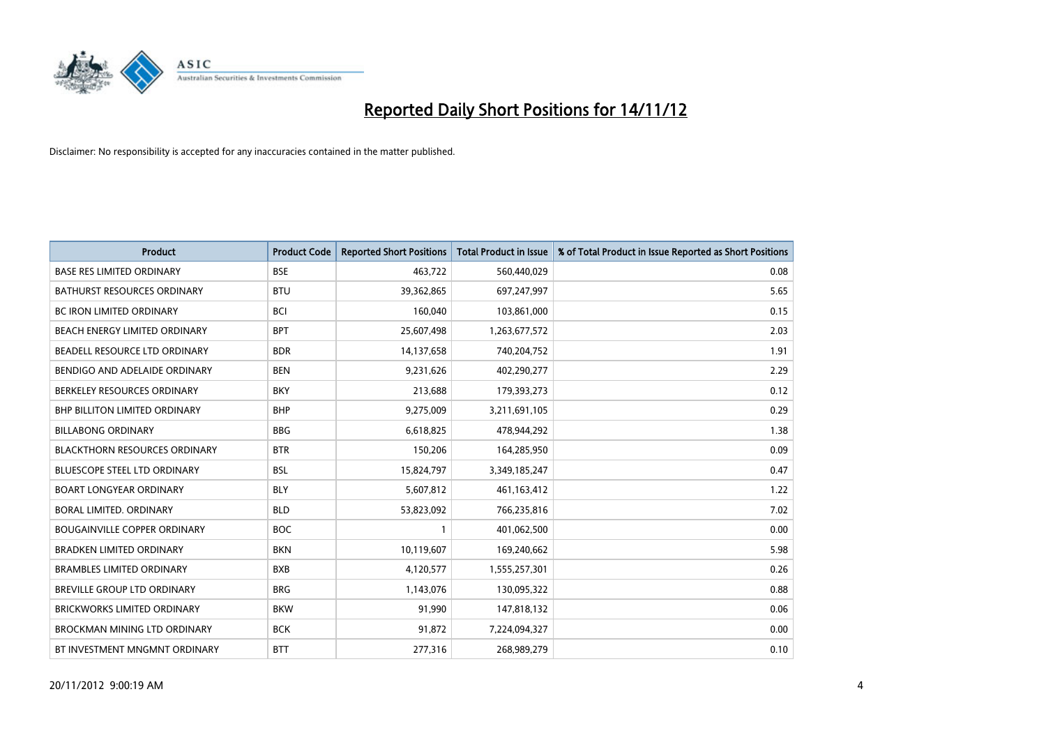# Reported Daily Short Positions for 14/11/12

Disclaimer: No responsibility is accepted for any inaccuracies contained in the matter published.

| Product | Product Code | Reported Short Positions | Total Product in Issue | % of Total Product in Issue Reported as Short Positions |
|---|---|---|---|---|
| BASE RES LIMITED ORDINARY | BSE | 463,722 | 560,440,029 | 0.08 |
| BATHURST RESOURCES ORDINARY | BTU | 39,362,865 | 697,247,997 | 5.65 |
| BC IRON LIMITED ORDINARY | BCI | 160,040 | 103,861,000 | 0.15 |
| BEACH ENERGY LIMITED ORDINARY | BPT | 25,607,498 | 1,263,677,572 | 2.03 |
| BEADELL RESOURCE LTD ORDINARY | BDR | 14,137,658 | 740,204,752 | 1.91 |
| BENDIGO AND ADELAIDE ORDINARY | BEN | 9,231,626 | 402,290,277 | 2.29 |
| BERKELEY RESOURCES ORDINARY | BKY | 213,688 | 179,393,273 | 0.12 |
| BHP BILLITON LIMITED ORDINARY | BHP | 9,275,009 | 3,211,691,105 | 0.29 |
| BILLABONG ORDINARY | BBG | 6,618,825 | 478,944,292 | 1.38 |
| BLACKTHORN RESOURCES ORDINARY | BTR | 150,206 | 164,285,950 | 0.09 |
| BLUESCOPE STEEL LTD ORDINARY | BSL | 15,824,797 | 3,349,185,247 | 0.47 |
| BOART LONGYEAR ORDINARY | BLY | 5,607,812 | 461,163,412 | 1.22 |
| BORAL LIMITED. ORDINARY | BLD | 53,823,092 | 766,235,816 | 7.02 |
| BOUGAINVILLE COPPER ORDINARY | BOC | 1 | 401,062,500 | 0.00 |
| BRADKEN LIMITED ORDINARY | BKN | 10,119,607 | 169,240,662 | 5.98 |
| BRAMBLES LIMITED ORDINARY | BXB | 4,120,577 | 1,555,257,301 | 0.26 |
| BREVILLE GROUP LTD ORDINARY | BRG | 1,143,076 | 130,095,322 | 0.88 |
| BRICKWORKS LIMITED ORDINARY | BKW | 91,990 | 147,818,132 | 0.06 |
| BROCKMAN MINING LTD ORDINARY | BCK | 91,872 | 7,224,094,327 | 0.00 |
| BT INVESTMENT MNGMNT ORDINARY | BTT | 277,316 | 268,989,279 | 0.10 |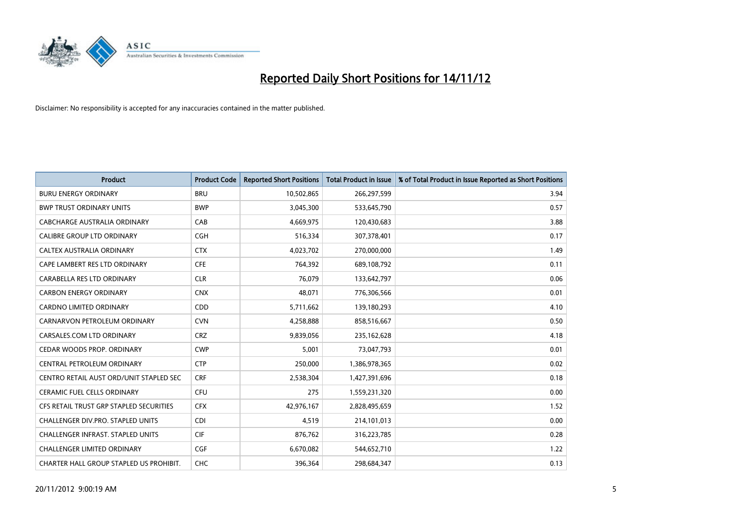# Reported Daily Short Positions for 14/11/12

Disclaimer: No responsibility is accepted for any inaccuracies contained in the matter published.

| Product | Product Code | Reported Short Positions | Total Product in Issue | % of Total Product in Issue Reported as Short Positions |
|---|---|---|---|---|
| BURU ENERGY ORDINARY | BRU | 10,502,865 | 266,297,599 | 3.94 |
| BWP TRUST ORDINARY UNITS | BWP | 3,045,300 | 533,645,790 | 0.57 |
| CABCHARGE AUSTRALIA ORDINARY | CAB | 4,669,975 | 120,430,683 | 3.88 |
| CALIBRE GROUP LTD ORDINARY | CGH | 516,334 | 307,378,401 | 0.17 |
| CALTEX AUSTRALIA ORDINARY | CTX | 4,023,702 | 270,000,000 | 1.49 |
| CAPE LAMBERT RES LTD ORDINARY | CFE | 764,392 | 689,108,792 | 0.11 |
| CARABELLA RES LTD ORDINARY | CLR | 76,079 | 133,642,797 | 0.06 |
| CARBON ENERGY ORDINARY | CNX | 48,071 | 776,306,566 | 0.01 |
| CARDNO LIMITED ORDINARY | CDD | 5,711,662 | 139,180,293 | 4.10 |
| CARNARVON PETROLEUM ORDINARY | CVN | 4,258,888 | 858,516,667 | 0.50 |
| CARSALES.COM LTD ORDINARY | CRZ | 9,839,056 | 235,162,628 | 4.18 |
| CEDAR WOODS PROP. ORDINARY | CWP | 5,001 | 73,047,793 | 0.01 |
| CENTRAL PETROLEUM ORDINARY | CTP | 250,000 | 1,386,978,365 | 0.02 |
| CENTRO RETAIL AUST ORD/UNIT STAPLED SEC | CRF | 2,538,304 | 1,427,391,696 | 0.18 |
| CERAMIC FUEL CELLS ORDINARY | CFU | 275 | 1,559,231,320 | 0.00 |
| CFS RETAIL TRUST GRP STAPLED SECURITIES | CFX | 42,976,167 | 2,828,495,659 | 1.52 |
| CHALLENGER DIV.PRO. STAPLED UNITS | CDI | 4,519 | 214,101,013 | 0.00 |
| CHALLENGER INFRAST. STAPLED UNITS | CIF | 876,762 | 316,223,785 | 0.28 |
| CHALLENGER LIMITED ORDINARY | CGF | 6,670,082 | 544,652,710 | 1.22 |
| CHARTER HALL GROUP STAPLED US PROHIBIT. | CHC | 396,364 | 298,684,347 | 0.13 |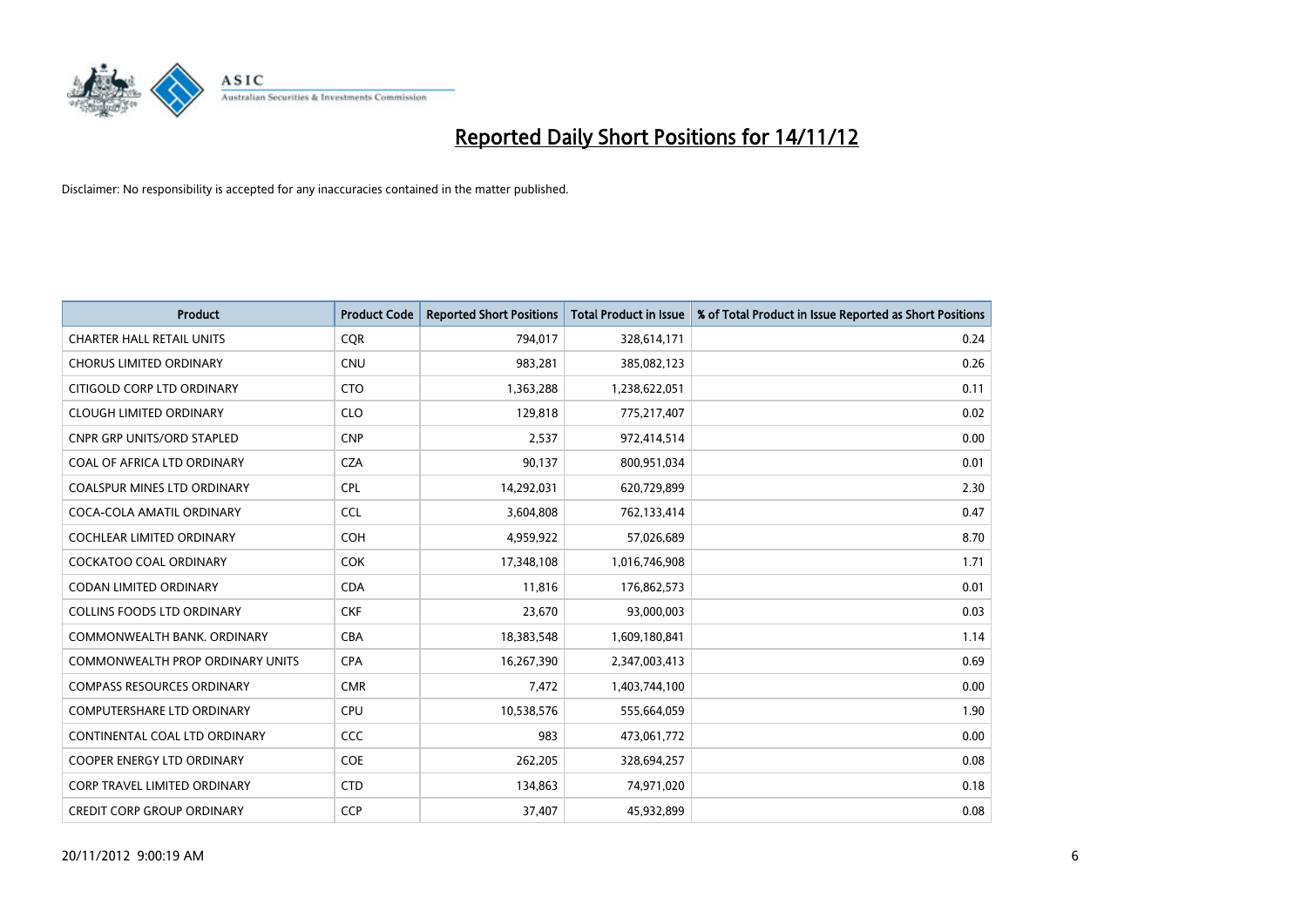# Reported Daily Short Positions for 14/11/12

Disclaimer: No responsibility is accepted for any inaccuracies contained in the matter published.

| Product | Product Code | Reported Short Positions | Total Product in Issue | % of Total Product in Issue Reported as Short Positions |
|---|---|---|---|---|
| CHARTER HALL RETAIL UNITS | CQR | 794,017 | 328,614,171 | 0.24 |
| CHORUS LIMITED ORDINARY | CNU | 983,281 | 385,082,123 | 0.26 |
| CITIGOLD CORP LTD ORDINARY | CTO | 1,363,288 | 1,238,622,051 | 0.11 |
| CLOUGH LIMITED ORDINARY | CLO | 129,818 | 775,217,407 | 0.02 |
| CNPR GRP UNITS/ORD STAPLED | CNP | 2,537 | 972,414,514 | 0.00 |
| COAL OF AFRICA LTD ORDINARY | CZA | 90,137 | 800,951,034 | 0.01 |
| COALSPUR MINES LTD ORDINARY | CPL | 14,292,031 | 620,729,899 | 2.30 |
| COCA-COLA AMATIL ORDINARY | CCL | 3,604,808 | 762,133,414 | 0.47 |
| COCHLEAR LIMITED ORDINARY | COH | 4,959,922 | 57,026,689 | 8.70 |
| COCKATOO COAL ORDINARY | COK | 17,348,108 | 1,016,746,908 | 1.71 |
| CODAN LIMITED ORDINARY | CDA | 11,816 | 176,862,573 | 0.01 |
| COLLINS FOODS LTD ORDINARY | CKF | 23,670 | 93,000,003 | 0.03 |
| COMMONWEALTH BANK. ORDINARY | CBA | 18,383,548 | 1,609,180,841 | 1.14 |
| COMMONWEALTH PROP ORDINARY UNITS | CPA | 16,267,390 | 2,347,003,413 | 0.69 |
| COMPASS RESOURCES ORDINARY | CMR | 7,472 | 1,403,744,100 | 0.00 |
| COMPUTERSHARE LTD ORDINARY | CPU | 10,538,576 | 555,664,059 | 1.90 |
| CONTINENTAL COAL LTD ORDINARY | CCC | 983 | 473,061,772 | 0.00 |
| COOPER ENERGY LTD ORDINARY | COE | 262,205 | 328,694,257 | 0.08 |
| CORP TRAVEL LIMITED ORDINARY | CTD | 134,863 | 74,971,020 | 0.18 |
| CREDIT CORP GROUP ORDINARY | CCP | 37,407 | 45,932,899 | 0.08 |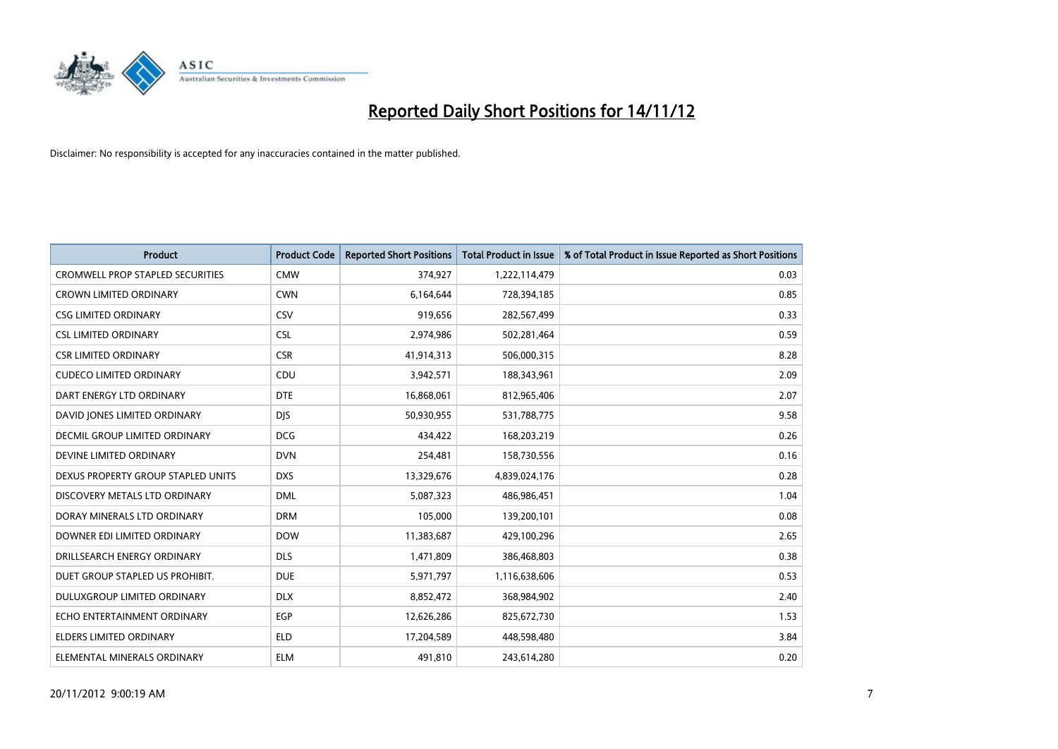# Reported Daily Short Positions for 14/11/12

Disclaimer: No responsibility is accepted for any inaccuracies contained in the matter published.

| Product | Product Code | Reported Short Positions | Total Product in Issue | % of Total Product in Issue Reported as Short Positions |
|---|---|---|---|---|
| CROMWELL PROP STAPLED SECURITIES | CMW | 374,927 | 1,222,114,479 | 0.03 |
| CROWN LIMITED ORDINARY | CWN | 6,164,644 | 728,394,185 | 0.85 |
| CSG LIMITED ORDINARY | CSV | 919,656 | 282,567,499 | 0.33 |
| CSL LIMITED ORDINARY | CSL | 2,974,986 | 502,281,464 | 0.59 |
| CSR LIMITED ORDINARY | CSR | 41,914,313 | 506,000,315 | 8.28 |
| CUDECO LIMITED ORDINARY | CDU | 3,942,571 | 188,343,961 | 2.09 |
| DART ENERGY LTD ORDINARY | DTE | 16,868,061 | 812,965,406 | 2.07 |
| DAVID JONES LIMITED ORDINARY | DJS | 50,930,955 | 531,788,775 | 9.58 |
| DECMIL GROUP LIMITED ORDINARY | DCG | 434,422 | 168,203,219 | 0.26 |
| DEVINE LIMITED ORDINARY | DVN | 254,481 | 158,730,556 | 0.16 |
| DEXUS PROPERTY GROUP STAPLED UNITS | DXS | 13,329,676 | 4,839,024,176 | 0.28 |
| DISCOVERY METALS LTD ORDINARY | DML | 5,087,323 | 486,986,451 | 1.04 |
| DORAY MINERALS LTD ORDINARY | DRM | 105,000 | 139,200,101 | 0.08 |
| DOWNER EDI LIMITED ORDINARY | DOW | 11,383,687 | 429,100,296 | 2.65 |
| DRILLSEARCH ENERGY ORDINARY | DLS | 1,471,809 | 386,468,803 | 0.38 |
| DUET GROUP STAPLED US PROHIBIT. | DUE | 5,971,797 | 1,116,638,606 | 0.53 |
| DULUXGROUP LIMITED ORDINARY | DLX | 8,852,472 | 368,984,902 | 2.40 |
| ECHO ENTERTAINMENT ORDINARY | EGP | 12,626,286 | 825,672,730 | 1.53 |
| ELDERS LIMITED ORDINARY | ELD | 17,204,589 | 448,598,480 | 3.84 |
| ELEMENTAL MINERALS ORDINARY | ELM | 491,810 | 243,614,280 | 0.20 |

20/11/2012 9:00:19 AM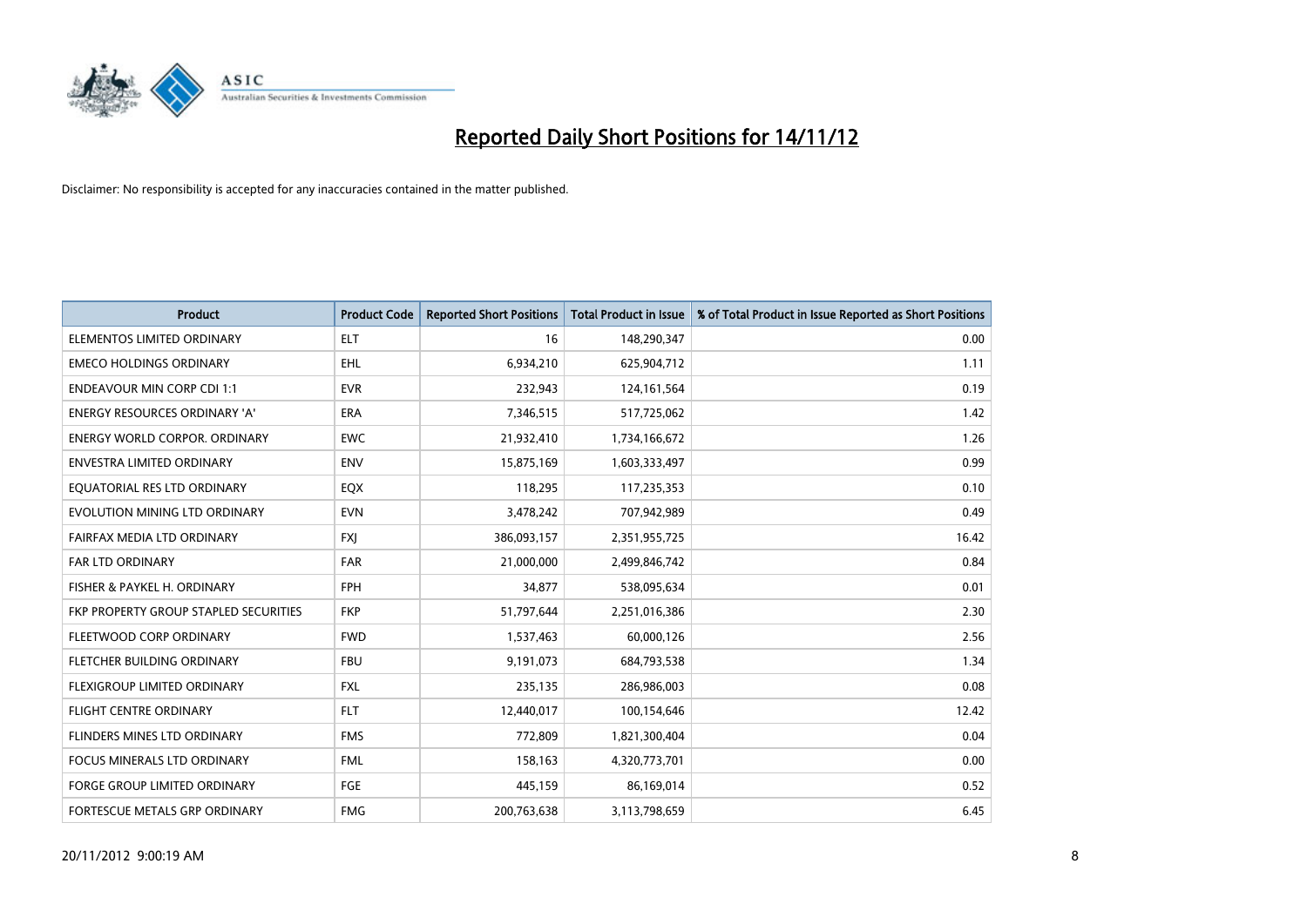# Reported Daily Short Positions for 14/11/12

Disclaimer: No responsibility is accepted for any inaccuracies contained in the matter published.

| Product | Product Code | Reported Short Positions | Total Product in Issue | % of Total Product in Issue Reported as Short Positions |
|---|---|---|---|---|
| ELEMENTOS LIMITED ORDINARY | ELT | 16 | 148,290,347 | 0.00 |
| EMECO HOLDINGS ORDINARY | EHL | 6,934,210 | 625,904,712 | 1.11 |
| ENDEAVOUR MIN CORP CDI 1:1 | EVR | 232,943 | 124,161,564 | 0.19 |
| ENERGY RESOURCES ORDINARY 'A' | ERA | 7,346,515 | 517,725,062 | 1.42 |
| ENERGY WORLD CORPOR. ORDINARY | EWC | 21,932,410 | 1,734,166,672 | 1.26 |
| ENVESTRA LIMITED ORDINARY | ENV | 15,875,169 | 1,603,333,497 | 0.99 |
| EQUATORIAL RES LTD ORDINARY | EQX | 118,295 | 117,235,353 | 0.10 |
| EVOLUTION MINING LTD ORDINARY | EVN | 3,478,242 | 707,942,989 | 0.49 |
| FAIRFAX MEDIA LTD ORDINARY | FXJ | 386,093,157 | 2,351,955,725 | 16.42 |
| FAR LTD ORDINARY | FAR | 21,000,000 | 2,499,846,742 | 0.84 |
| FISHER & PAYKEL H. ORDINARY | FPH | 34,877 | 538,095,634 | 0.01 |
| FKP PROPERTY GROUP STAPLED SECURITIES | FKP | 51,797,644 | 2,251,016,386 | 2.30 |
| FLEETWOOD CORP ORDINARY | FWD | 1,537,463 | 60,000,126 | 2.56 |
| FLETCHER BUILDING ORDINARY | FBU | 9,191,073 | 684,793,538 | 1.34 |
| FLEXIGROUP LIMITED ORDINARY | FXL | 235,135 | 286,986,003 | 0.08 |
| FLIGHT CENTRE ORDINARY | FLT | 12,440,017 | 100,154,646 | 12.42 |
| FLINDERS MINES LTD ORDINARY | FMS | 772,809 | 1,821,300,404 | 0.04 |
| FOCUS MINERALS LTD ORDINARY | FML | 158,163 | 4,320,773,701 | 0.00 |
| FORGE GROUP LIMITED ORDINARY | FGE | 445,159 | 86,169,014 | 0.52 |
| FORTESCUE METALS GRP ORDINARY | FMG | 200,763,638 | 3,113,798,659 | 6.45 |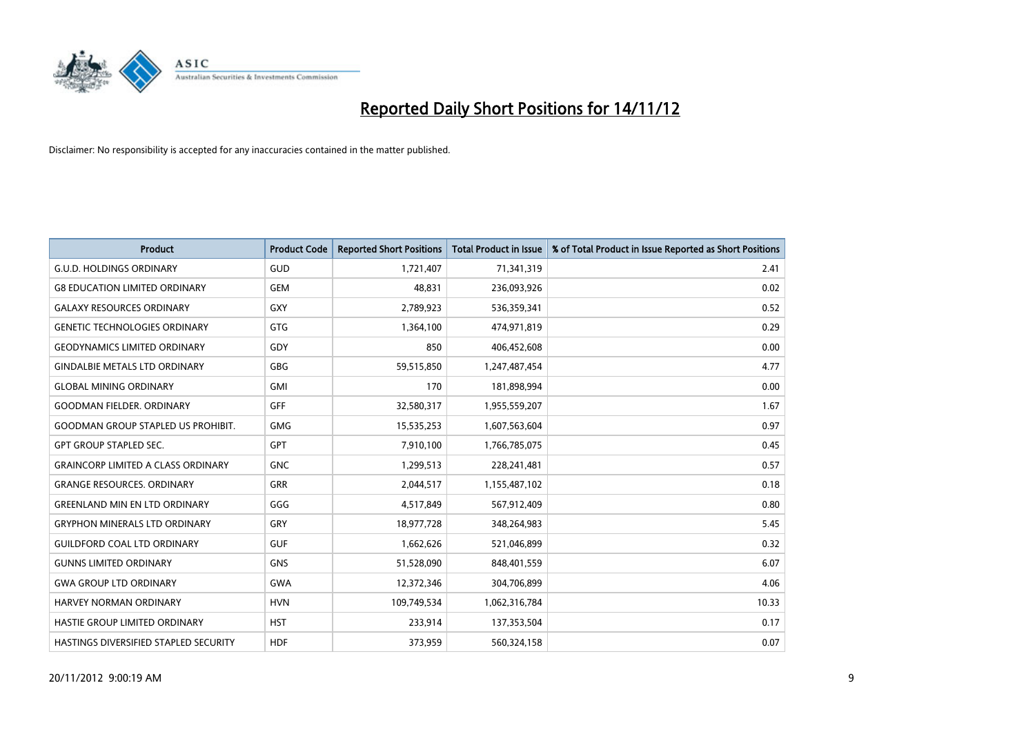# Reported Daily Short Positions for 14/11/12

Disclaimer: No responsibility is accepted for any inaccuracies contained in the matter published.

| Product | Product Code | Reported Short Positions | Total Product in Issue | % of Total Product in Issue Reported as Short Positions |
|---|---|---|---|---|
| G.U.D. HOLDINGS ORDINARY | GUD | 1,721,407 | 71,341,319 | 2.41 |
| G8 EDUCATION LIMITED ORDINARY | GEM | 48,831 | 236,093,926 | 0.02 |
| GALAXY RESOURCES ORDINARY | GXY | 2,789,923 | 536,359,341 | 0.52 |
| GENETIC TECHNOLOGIES ORDINARY | GTG | 1,364,100 | 474,971,819 | 0.29 |
| GEODYNAMICS LIMITED ORDINARY | GDY | 850 | 406,452,608 | 0.00 |
| GINDALBIE METALS LTD ORDINARY | GBG | 59,515,850 | 1,247,487,454 | 4.77 |
| GLOBAL MINING ORDINARY | GMI | 170 | 181,898,994 | 0.00 |
| GOODMAN FIELDER. ORDINARY | GFF | 32,580,317 | 1,955,559,207 | 1.67 |
| GOODMAN GROUP STAPLED US PROHIBIT. | GMG | 15,535,253 | 1,607,563,604 | 0.97 |
| GPT GROUP STAPLED SEC. | GPT | 7,910,100 | 1,766,785,075 | 0.45 |
| GRAINCORP LIMITED A CLASS ORDINARY | GNC | 1,299,513 | 228,241,481 | 0.57 |
| GRANGE RESOURCES. ORDINARY | GRR | 2,044,517 | 1,155,487,102 | 0.18 |
| GREENLAND MIN EN LTD ORDINARY | GGG | 4,517,849 | 567,912,409 | 0.80 |
| GRYPHON MINERALS LTD ORDINARY | GRY | 18,977,728 | 348,264,983 | 5.45 |
| GUILDFORD COAL LTD ORDINARY | GUF | 1,662,626 | 521,046,899 | 0.32 |
| GUNNS LIMITED ORDINARY | GNS | 51,528,090 | 848,401,559 | 6.07 |
| GWA GROUP LTD ORDINARY | GWA | 12,372,346 | 304,706,899 | 4.06 |
| HARVEY NORMAN ORDINARY | HVN | 109,749,534 | 1,062,316,784 | 10.33 |
| HASTIE GROUP LIMITED ORDINARY | HST | 233,914 | 137,353,504 | 0.17 |
| HASTINGS DIVERSIFIED STAPLED SECURITY | HDF | 373,959 | 560,324,158 | 0.07 |

20/11/2012 9:00:19 AM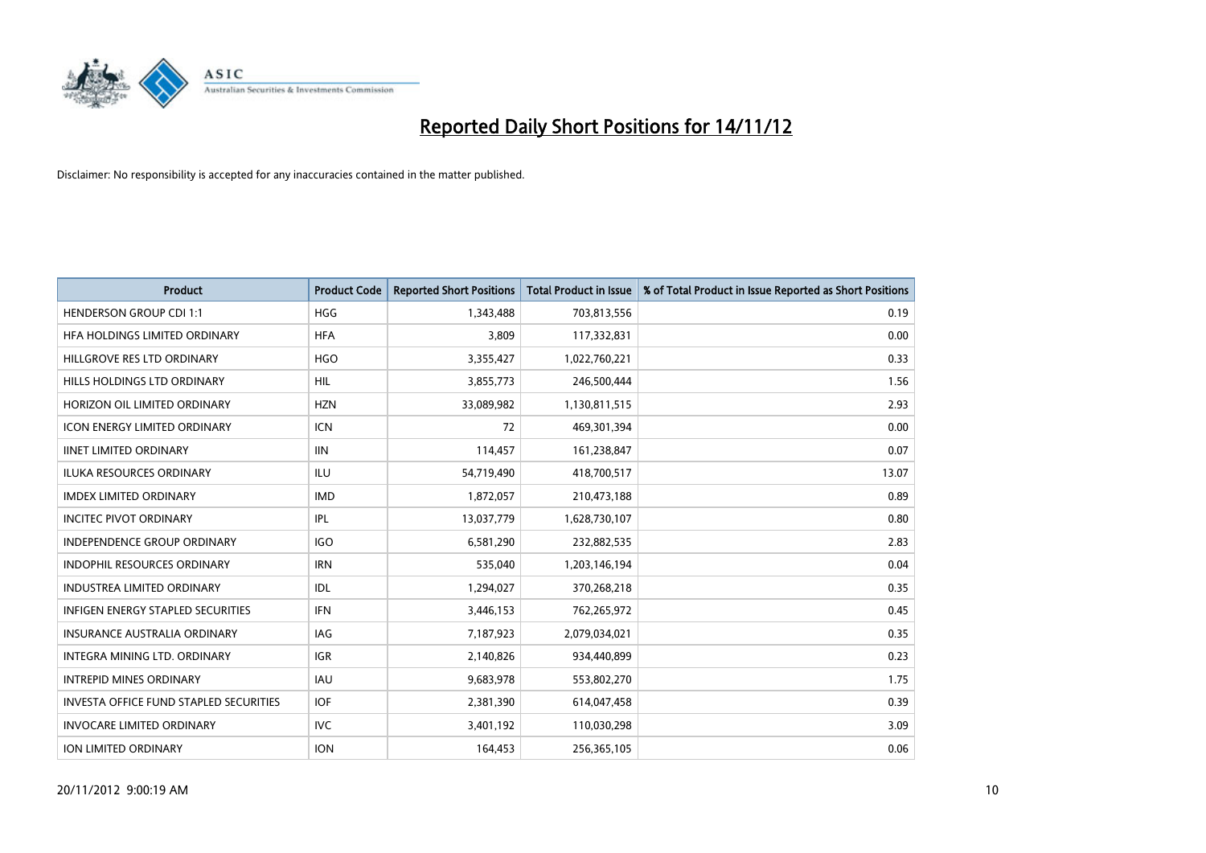# Reported Daily Short Positions for 14/11/12

Disclaimer: No responsibility is accepted for any inaccuracies contained in the matter published.

| Product | Product Code | Reported Short Positions | Total Product in Issue | % of Total Product in Issue Reported as Short Positions |
|---|---|---|---|---|
| HENDERSON GROUP CDI 1:1 | HGG | 1,343,488 | 703,813,556 | 0.19 |
| HFA HOLDINGS LIMITED ORDINARY | HFA | 3,809 | 117,332,831 | 0.00 |
| HILLGROVE RES LTD ORDINARY | HGO | 3,355,427 | 1,022,760,221 | 0.33 |
| HILLS HOLDINGS LTD ORDINARY | HIL | 3,855,773 | 246,500,444 | 1.56 |
| HORIZON OIL LIMITED ORDINARY | HZN | 33,089,982 | 1,130,811,515 | 2.93 |
| ICON ENERGY LIMITED ORDINARY | ICN | 72 | 469,301,394 | 0.00 |
| IINET LIMITED ORDINARY | IIN | 114,457 | 161,238,847 | 0.07 |
| ILUKA RESOURCES ORDINARY | ILU | 54,719,490 | 418,700,517 | 13.07 |
| IMDEX LIMITED ORDINARY | IMD | 1,872,057 | 210,473,188 | 0.89 |
| INCITEC PIVOT ORDINARY | IPL | 13,037,779 | 1,628,730,107 | 0.80 |
| INDEPENDENCE GROUP ORDINARY | IGO | 6,581,290 | 232,882,535 | 2.83 |
| INDOPHIL RESOURCES ORDINARY | IRN | 535,040 | 1,203,146,194 | 0.04 |
| INDUSTREA LIMITED ORDINARY | IDL | 1,294,027 | 370,268,218 | 0.35 |
| INFIGEN ENERGY STAPLED SECURITIES | IFN | 3,446,153 | 762,265,972 | 0.45 |
| INSURANCE AUSTRALIA ORDINARY | IAG | 7,187,923 | 2,079,034,021 | 0.35 |
| INTEGRA MINING LTD. ORDINARY | IGR | 2,140,826 | 934,440,899 | 0.23 |
| INTREPID MINES ORDINARY | IAU | 9,683,978 | 553,802,270 | 1.75 |
| INVESTA OFFICE FUND STAPLED SECURITIES | IOF | 2,381,390 | 614,047,458 | 0.39 |
| INVOCARE LIMITED ORDINARY | IVC | 3,401,192 | 110,030,298 | 3.09 |
| ION LIMITED ORDINARY | ION | 164,453 | 256,365,105 | 0.06 |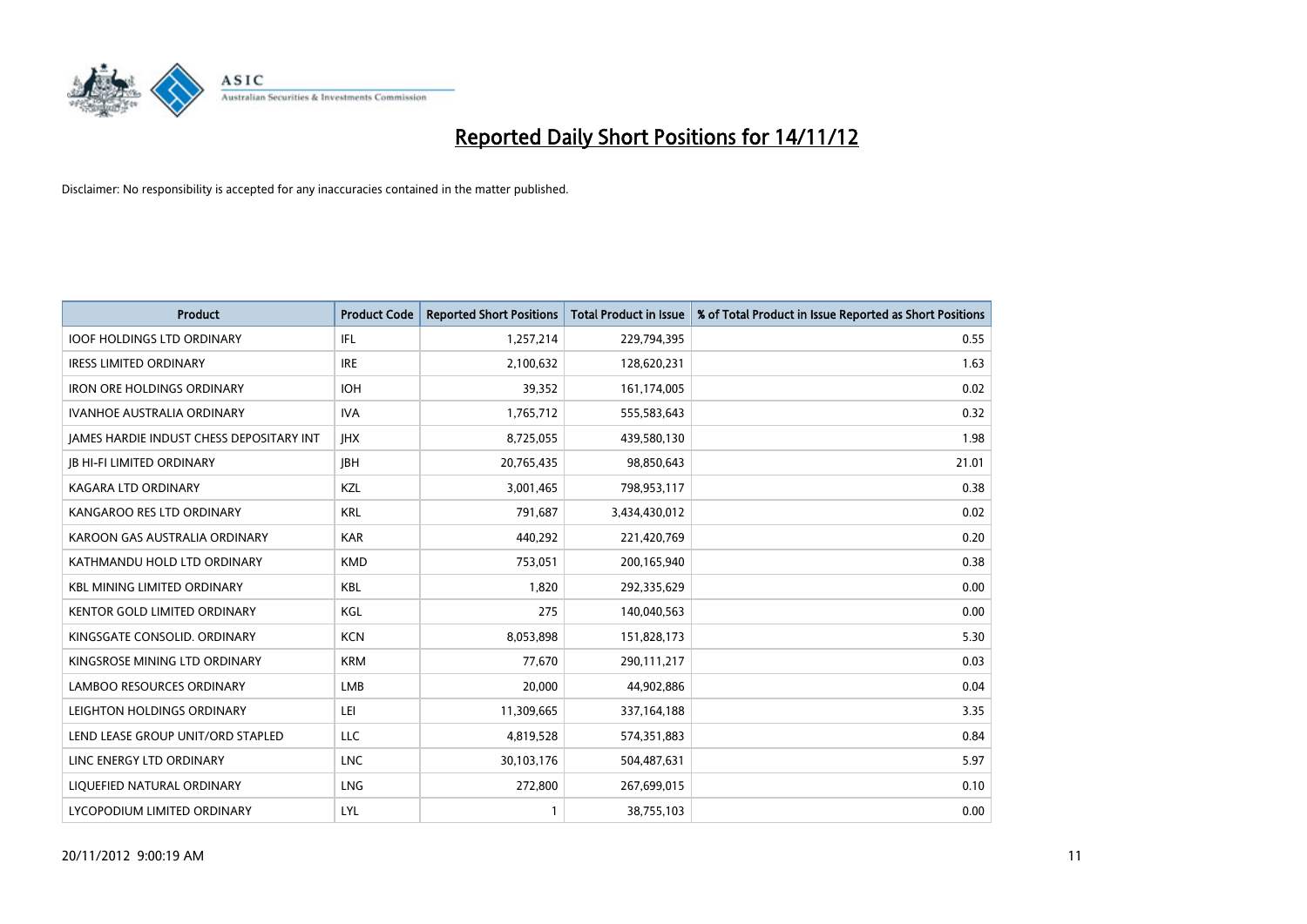# Reported Daily Short Positions for 14/11/12

Disclaimer: No responsibility is accepted for any inaccuracies contained in the matter published.

| Product | Product Code | Reported Short Positions | Total Product in Issue | % of Total Product in Issue Reported as Short Positions |
| --- | --- | --- | --- | --- |
| IOOF HOLDINGS LTD ORDINARY | IFL | 1,257,214 | 229,794,395 | 0.55 |
| IRESS LIMITED ORDINARY | IRE | 2,100,632 | 128,620,231 | 1.63 |
| IRON ORE HOLDINGS ORDINARY | IOH | 39,352 | 161,174,005 | 0.02 |
| IVANHOE AUSTRALIA ORDINARY | IVA | 1,765,712 | 555,583,643 | 0.32 |
| JAMES HARDIE INDUST CHESS DEPOSITARY INT | JHX | 8,725,055 | 439,580,130 | 1.98 |
| JB HI-FI LIMITED ORDINARY | JBH | 20,765,435 | 98,850,643 | 21.01 |
| KAGARA LTD ORDINARY | KZL | 3,001,465 | 798,953,117 | 0.38 |
| KANGAROO RES LTD ORDINARY | KRL | 791,687 | 3,434,430,012 | 0.02 |
| KAROON GAS AUSTRALIA ORDINARY | KAR | 440,292 | 221,420,769 | 0.20 |
| KATHMANDU HOLD LTD ORDINARY | KMD | 753,051 | 200,165,940 | 0.38 |
| KBL MINING LIMITED ORDINARY | KBL | 1,820 | 292,335,629 | 0.00 |
| KENTOR GOLD LIMITED ORDINARY | KGL | 275 | 140,040,563 | 0.00 |
| KINGSGATE CONSOLID. ORDINARY | KCN | 8,053,898 | 151,828,173 | 5.30 |
| KINGSROSE MINING LTD ORDINARY | KRM | 77,670 | 290,111,217 | 0.03 |
| LAMBOO RESOURCES ORDINARY | LMB | 20,000 | 44,902,886 | 0.04 |
| LEIGHTON HOLDINGS ORDINARY | LEI | 11,309,665 | 337,164,188 | 3.35 |
| LEND LEASE GROUP UNIT/ORD STAPLED | LLC | 4,819,528 | 574,351,883 | 0.84 |
| LINC ENERGY LTD ORDINARY | LNC | 30,103,176 | 504,487,631 | 5.97 |
| LIQUEFIED NATURAL ORDINARY | LNG | 272,800 | 267,699,015 | 0.10 |
| LYCOPODIUM LIMITED ORDINARY | LYL | 1 | 38,755,103 | 0.00 |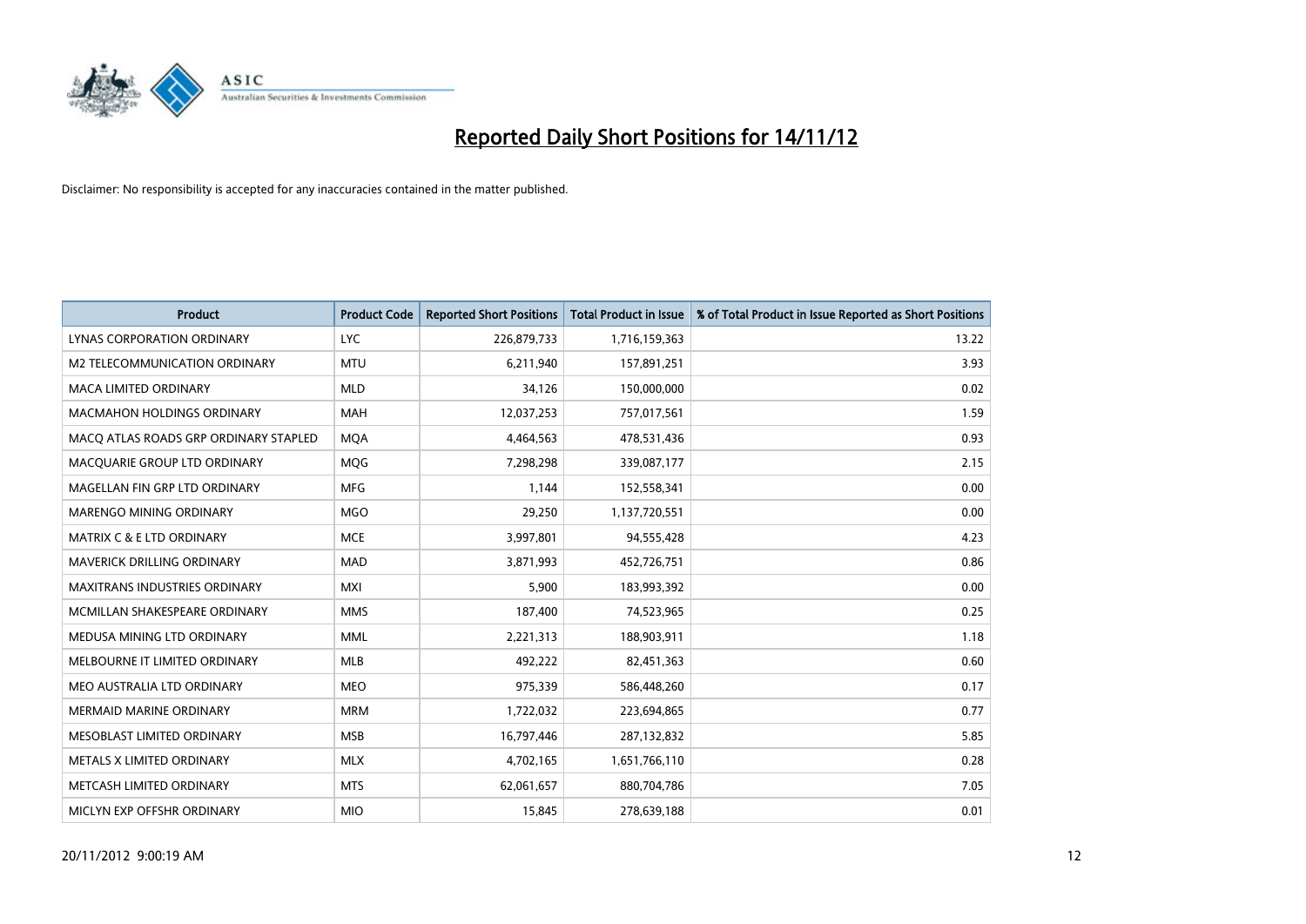# Reported Daily Short Positions for 14/11/12

Disclaimer: No responsibility is accepted for any inaccuracies contained in the matter published.

| Product | Product Code | Reported Short Positions | Total Product in Issue | % of Total Product in Issue Reported as Short Positions |
|---|---|---|---|---|
| LYNAS CORPORATION ORDINARY | LYC | 226,879,733 | 1,716,159,363 | 13.22 |
| M2 TELECOMMUNICATION ORDINARY | MTU | 6,211,940 | 157,891,251 | 3.93 |
| MACA LIMITED ORDINARY | MLD | 34,126 | 150,000,000 | 0.02 |
| MACMAHON HOLDINGS ORDINARY | MAH | 12,037,253 | 757,017,561 | 1.59 |
| MACQ ATLAS ROADS GRP ORDINARY STAPLED | MQA | 4,464,563 | 478,531,436 | 0.93 |
| MACQUARIE GROUP LTD ORDINARY | MQG | 7,298,298 | 339,087,177 | 2.15 |
| MAGELLAN FIN GRP LTD ORDINARY | MFG | 1,144 | 152,558,341 | 0.00 |
| MARENGO MINING ORDINARY | MGO | 29,250 | 1,137,720,551 | 0.00 |
| MATRIX C & E LTD ORDINARY | MCE | 3,997,801 | 94,555,428 | 4.23 |
| MAVERICK DRILLING ORDINARY | MAD | 3,871,993 | 452,726,751 | 0.86 |
| MAXITRANS INDUSTRIES ORDINARY | MXI | 5,900 | 183,993,392 | 0.00 |
| MCMILLAN SHAKESPEARE ORDINARY | MMS | 187,400 | 74,523,965 | 0.25 |
| MEDUSA MINING LTD ORDINARY | MML | 2,221,313 | 188,903,911 | 1.18 |
| MELBOURNE IT LIMITED ORDINARY | MLB | 492,222 | 82,451,363 | 0.60 |
| MEO AUSTRALIA LTD ORDINARY | MEO | 975,339 | 586,448,260 | 0.17 |
| MERMAID MARINE ORDINARY | MRM | 1,722,032 | 223,694,865 | 0.77 |
| MESOBLAST LIMITED ORDINARY | MSB | 16,797,446 | 287,132,832 | 5.85 |
| METALS X LIMITED ORDINARY | MLX | 4,702,165 | 1,651,766,110 | 0.28 |
| METCASH LIMITED ORDINARY | MTS | 62,061,657 | 880,704,786 | 7.05 |
| MICLYN EXP OFFSHR ORDINARY | MIO | 15,845 | 278,639,188 | 0.01 |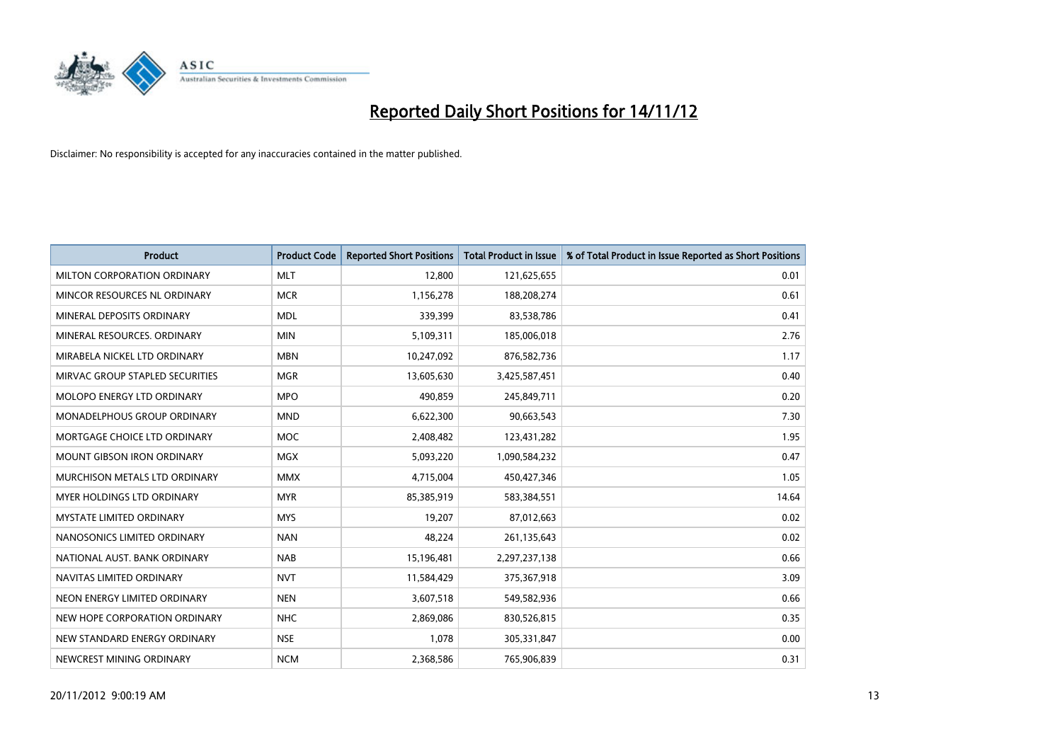# Reported Daily Short Positions for 14/11/12

Disclaimer: No responsibility is accepted for any inaccuracies contained in the matter published.

| Product | Product Code | Reported Short Positions | Total Product in Issue | % of Total Product in Issue Reported as Short Positions |
|---|---|---|---|---|
| MILTON CORPORATION ORDINARY | MLT | 12,800 | 121,625,655 | 0.01 |
| MINCOR RESOURCES NL ORDINARY | MCR | 1,156,278 | 188,208,274 | 0.61 |
| MINERAL DEPOSITS ORDINARY | MDL | 339,399 | 83,538,786 | 0.41 |
| MINERAL RESOURCES. ORDINARY | MIN | 5,109,311 | 185,006,018 | 2.76 |
| MIRABELA NICKEL LTD ORDINARY | MBN | 10,247,092 | 876,582,736 | 1.17 |
| MIRVAC GROUP STAPLED SECURITIES | MGR | 13,605,630 | 3,425,587,451 | 0.40 |
| MOLOPO ENERGY LTD ORDINARY | MPO | 490,859 | 245,849,711 | 0.20 |
| MONADELPHOUS GROUP ORDINARY | MND | 6,622,300 | 90,663,543 | 7.30 |
| MORTGAGE CHOICE LTD ORDINARY | MOC | 2,408,482 | 123,431,282 | 1.95 |
| MOUNT GIBSON IRON ORDINARY | MGX | 5,093,220 | 1,090,584,232 | 0.47 |
| MURCHISON METALS LTD ORDINARY | MMX | 4,715,004 | 450,427,346 | 1.05 |
| MYER HOLDINGS LTD ORDINARY | MYR | 85,385,919 | 583,384,551 | 14.64 |
| MYSTATE LIMITED ORDINARY | MYS | 19,207 | 87,012,663 | 0.02 |
| NANOSONICS LIMITED ORDINARY | NAN | 48,224 | 261,135,643 | 0.02 |
| NATIONAL AUST. BANK ORDINARY | NAB | 15,196,481 | 2,297,237,138 | 0.66 |
| NAVITAS LIMITED ORDINARY | NVT | 11,584,429 | 375,367,918 | 3.09 |
| NEON ENERGY LIMITED ORDINARY | NEN | 3,607,518 | 549,582,936 | 0.66 |
| NEW HOPE CORPORATION ORDINARY | NHC | 2,869,086 | 830,526,815 | 0.35 |
| NEW STANDARD ENERGY ORDINARY | NSE | 1,078 | 305,331,847 | 0.00 |
| NEWCREST MINING ORDINARY | NCM | 2,368,586 | 765,906,839 | 0.31 |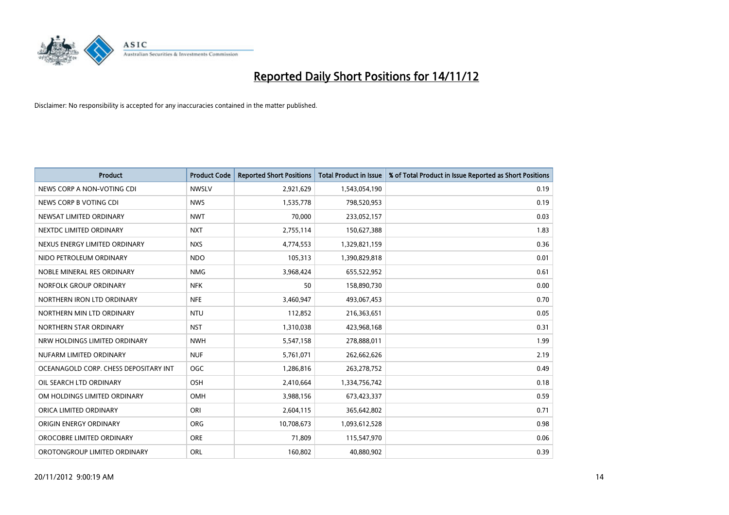# Reported Daily Short Positions for 14/11/12

Disclaimer: No responsibility is accepted for any inaccuracies contained in the matter published.

| Product | Product Code | Reported Short Positions | Total Product in Issue | % of Total Product in Issue Reported as Short Positions |
|---|---|---|---|---|
| NEWS CORP A NON-VOTING CDI | NWSLV | 2,921,629 | 1,543,054,190 | 0.19 |
| NEWS CORP B VOTING CDI | NWS | 1,535,778 | 798,520,953 | 0.19 |
| NEWSAT LIMITED ORDINARY | NWT | 70,000 | 233,052,157 | 0.03 |
| NEXTDC LIMITED ORDINARY | NXT | 2,755,114 | 150,627,388 | 1.83 |
| NEXUS ENERGY LIMITED ORDINARY | NXS | 4,774,553 | 1,329,821,159 | 0.36 |
| NIDO PETROLEUM ORDINARY | NDO | 105,313 | 1,390,829,818 | 0.01 |
| NOBLE MINERAL RES ORDINARY | NMG | 3,968,424 | 655,522,952 | 0.61 |
| NORFOLK GROUP ORDINARY | NFK | 50 | 158,890,730 | 0.00 |
| NORTHERN IRON LTD ORDINARY | NFE | 3,460,947 | 493,067,453 | 0.70 |
| NORTHERN MIN LTD ORDINARY | NTU | 112,852 | 216,363,651 | 0.05 |
| NORTHERN STAR ORDINARY | NST | 1,310,038 | 423,968,168 | 0.31 |
| NRW HOLDINGS LIMITED ORDINARY | NWH | 5,547,158 | 278,888,011 | 1.99 |
| NUFARM LIMITED ORDINARY | NUF | 5,761,071 | 262,662,626 | 2.19 |
| OCEANAGOLD CORP. CHESS DEPOSITARY INT | OGC | 1,286,816 | 263,278,752 | 0.49 |
| OIL SEARCH LTD ORDINARY | OSH | 2,410,664 | 1,334,756,742 | 0.18 |
| OM HOLDINGS LIMITED ORDINARY | OMH | 3,988,156 | 673,423,337 | 0.59 |
| ORICA LIMITED ORDINARY | ORI | 2,604,115 | 365,642,802 | 0.71 |
| ORIGIN ENERGY ORDINARY | ORG | 10,708,673 | 1,093,612,528 | 0.98 |
| OROCOBRE LIMITED ORDINARY | ORE | 71,809 | 115,547,970 | 0.06 |
| OROTONGROUP LIMITED ORDINARY | ORL | 160,802 | 40,880,902 | 0.39 |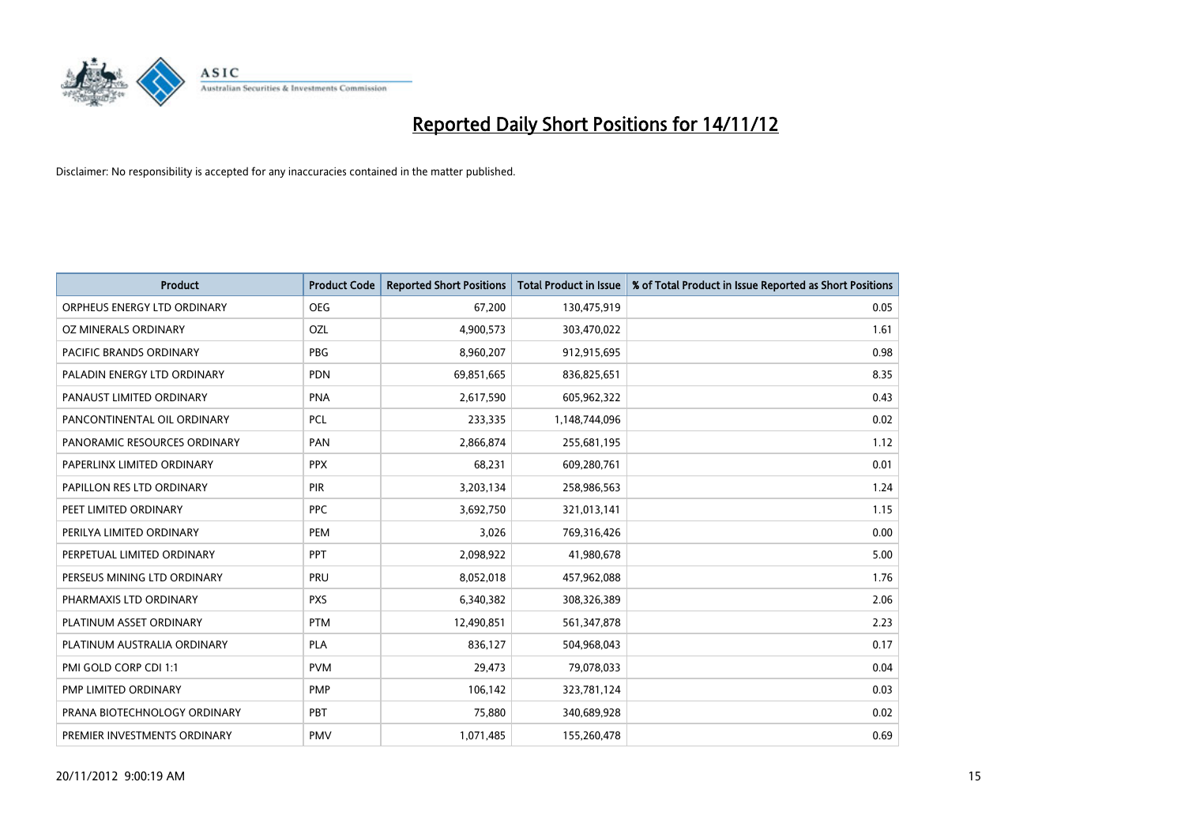# Reported Daily Short Positions for 14/11/12

Disclaimer: No responsibility is accepted for any inaccuracies contained in the matter published.

| Product | Product Code | Reported Short Positions | Total Product in Issue | % of Total Product in Issue Reported as Short Positions |
|---|---|---|---|---|
| ORPHEUS ENERGY LTD ORDINARY | OEG | 67,200 | 130,475,919 | 0.05 |
| OZ MINERALS ORDINARY | OZL | 4,900,573 | 303,470,022 | 1.61 |
| PACIFIC BRANDS ORDINARY | PBG | 8,960,207 | 912,915,695 | 0.98 |
| PALADIN ENERGY LTD ORDINARY | PDN | 69,851,665 | 836,825,651 | 8.35 |
| PANAUST LIMITED ORDINARY | PNA | 2,617,590 | 605,962,322 | 0.43 |
| PANCONTINENTAL OIL ORDINARY | PCL | 233,335 | 1,148,744,096 | 0.02 |
| PANORAMIC RESOURCES ORDINARY | PAN | 2,866,874 | 255,681,195 | 1.12 |
| PAPERLINX LIMITED ORDINARY | PPX | 68,231 | 609,280,761 | 0.01 |
| PAPILLON RES LTD ORDINARY | PIR | 3,203,134 | 258,986,563 | 1.24 |
| PEET LIMITED ORDINARY | PPC | 3,692,750 | 321,013,141 | 1.15 |
| PERILYA LIMITED ORDINARY | PEM | 3,026 | 769,316,426 | 0.00 |
| PERPETUAL LIMITED ORDINARY | PPT | 2,098,922 | 41,980,678 | 5.00 |
| PERSEUS MINING LTD ORDINARY | PRU | 8,052,018 | 457,962,088 | 1.76 |
| PHARMAXIS LTD ORDINARY | PXS | 6,340,382 | 308,326,389 | 2.06 |
| PLATINUM ASSET ORDINARY | PTM | 12,490,851 | 561,347,878 | 2.23 |
| PLATINUM AUSTRALIA ORDINARY | PLA | 836,127 | 504,968,043 | 0.17 |
| PMI GOLD CORP CDI 1:1 | PVM | 29,473 | 79,078,033 | 0.04 |
| PMP LIMITED ORDINARY | PMP | 106,142 | 323,781,124 | 0.03 |
| PRANA BIOTECHNOLOGY ORDINARY | PBT | 75,880 | 340,689,928 | 0.02 |
| PREMIER INVESTMENTS ORDINARY | PMV | 1,071,485 | 155,260,478 | 0.69 |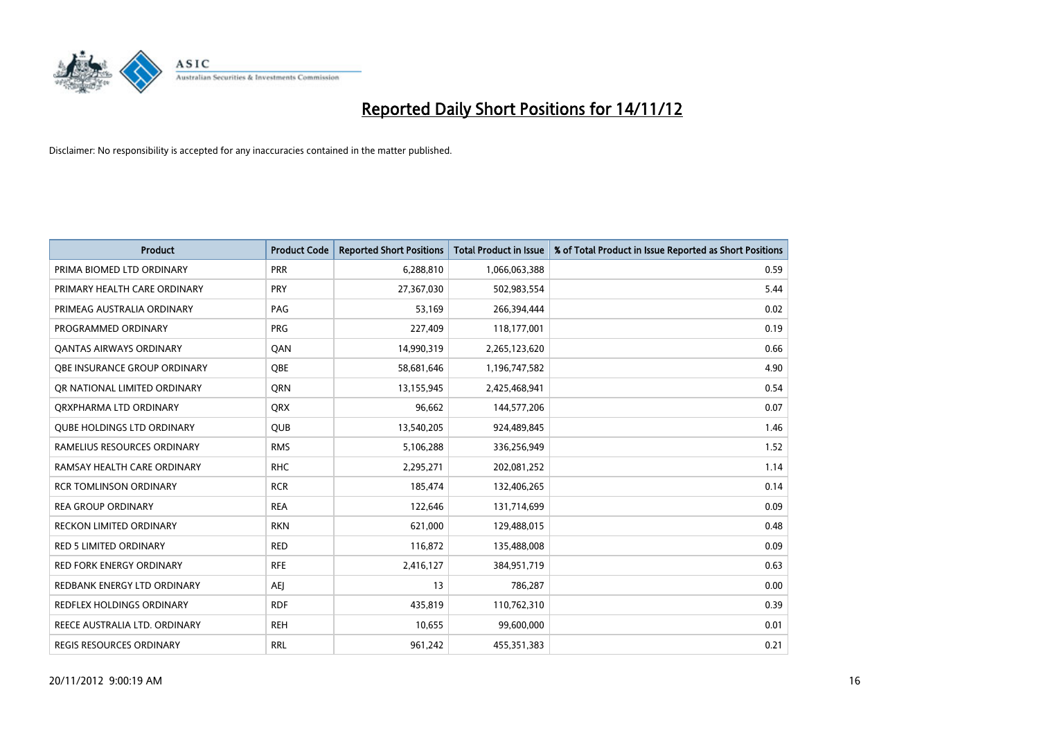# Reported Daily Short Positions for 14/11/12

Disclaimer: No responsibility is accepted for any inaccuracies contained in the matter published.

| Product | Product Code | Reported Short Positions | Total Product in Issue | % of Total Product in Issue Reported as Short Positions |
|---|---|---|---|---|
| PRIMA BIOMED LTD ORDINARY | PRR | 6,288,810 | 1,066,063,388 | 0.59 |
| PRIMARY HEALTH CARE ORDINARY | PRY | 27,367,030 | 502,983,554 | 5.44 |
| PRIMEAG AUSTRALIA ORDINARY | PAG | 53,169 | 266,394,444 | 0.02 |
| PROGRAMMED ORDINARY | PRG | 227,409 | 118,177,001 | 0.19 |
| QANTAS AIRWAYS ORDINARY | QAN | 14,990,319 | 2,265,123,620 | 0.66 |
| QBE INSURANCE GROUP ORDINARY | QBE | 58,681,646 | 1,196,747,582 | 4.90 |
| QR NATIONAL LIMITED ORDINARY | QRN | 13,155,945 | 2,425,468,941 | 0.54 |
| QRXPHARMA LTD ORDINARY | QRX | 96,662 | 144,577,206 | 0.07 |
| QUBE HOLDINGS LTD ORDINARY | QUB | 13,540,205 | 924,489,845 | 1.46 |
| RAMELIUS RESOURCES ORDINARY | RMS | 5,106,288 | 336,256,949 | 1.52 |
| RAMSAY HEALTH CARE ORDINARY | RHC | 2,295,271 | 202,081,252 | 1.14 |
| RCR TOMLINSON ORDINARY | RCR | 185,474 | 132,406,265 | 0.14 |
| REA GROUP ORDINARY | REA | 122,646 | 131,714,699 | 0.09 |
| RECKON LIMITED ORDINARY | RKN | 621,000 | 129,488,015 | 0.48 |
| RED 5 LIMITED ORDINARY | RED | 116,872 | 135,488,008 | 0.09 |
| RED FORK ENERGY ORDINARY | RFE | 2,416,127 | 384,951,719 | 0.63 |
| REDBANK ENERGY LTD ORDINARY | AEJ | 13 | 786,287 | 0.00 |
| REDFLEX HOLDINGS ORDINARY | RDF | 435,819 | 110,762,310 | 0.39 |
| REECE AUSTRALIA LTD. ORDINARY | REH | 10,655 | 99,600,000 | 0.01 |
| REGIS RESOURCES ORDINARY | RRL | 961,242 | 455,351,383 | 0.21 |

20/11/2012 9:00:19 AM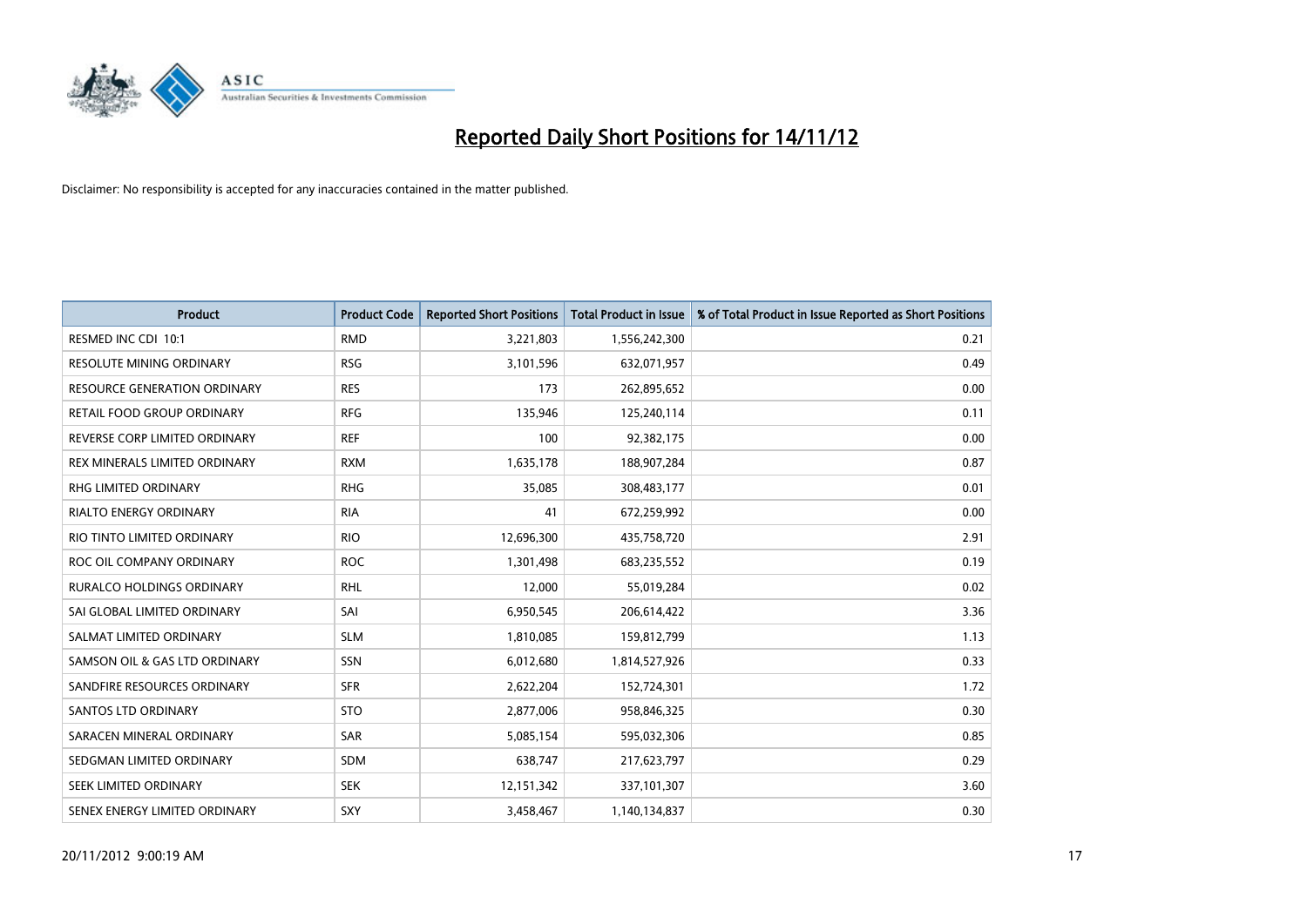# Reported Daily Short Positions for 14/11/12

Disclaimer: No responsibility is accepted for any inaccuracies contained in the matter published.

| Product | Product Code | Reported Short Positions | Total Product in Issue | % of Total Product in Issue Reported as Short Positions |
|---|---|---|---|---|
| RESMED INC CDI 10:1 | RMD | 3,221,803 | 1,556,242,300 | 0.21 |
| RESOLUTE MINING ORDINARY | RSG | 3,101,596 | 632,071,957 | 0.49 |
| RESOURCE GENERATION ORDINARY | RES | 173 | 262,895,652 | 0.00 |
| RETAIL FOOD GROUP ORDINARY | RFG | 135,946 | 125,240,114 | 0.11 |
| REVERSE CORP LIMITED ORDINARY | REF | 100 | 92,382,175 | 0.00 |
| REX MINERALS LIMITED ORDINARY | RXM | 1,635,178 | 188,907,284 | 0.87 |
| RHG LIMITED ORDINARY | RHG | 35,085 | 308,483,177 | 0.01 |
| RIALTO ENERGY ORDINARY | RIA | 41 | 672,259,992 | 0.00 |
| RIO TINTO LIMITED ORDINARY | RIO | 12,696,300 | 435,758,720 | 2.91 |
| ROC OIL COMPANY ORDINARY | ROC | 1,301,498 | 683,235,552 | 0.19 |
| RURALCO HOLDINGS ORDINARY | RHL | 12,000 | 55,019,284 | 0.02 |
| SAI GLOBAL LIMITED ORDINARY | SAI | 6,950,545 | 206,614,422 | 3.36 |
| SALMAT LIMITED ORDINARY | SLM | 1,810,085 | 159,812,799 | 1.13 |
| SAMSON OIL & GAS LTD ORDINARY | SSN | 6,012,680 | 1,814,527,926 | 0.33 |
| SANDFIRE RESOURCES ORDINARY | SFR | 2,622,204 | 152,724,301 | 1.72 |
| SANTOS LTD ORDINARY | STO | 2,877,006 | 958,846,325 | 0.30 |
| SARACEN MINERAL ORDINARY | SAR | 5,085,154 | 595,032,306 | 0.85 |
| SEDGMAN LIMITED ORDINARY | SDM | 638,747 | 217,623,797 | 0.29 |
| SEEK LIMITED ORDINARY | SEK | 12,151,342 | 337,101,307 | 3.60 |
| SENEX ENERGY LIMITED ORDINARY | SXY | 3,458,467 | 1,140,134,837 | 0.30 |

20/11/2012 9:00:19 AM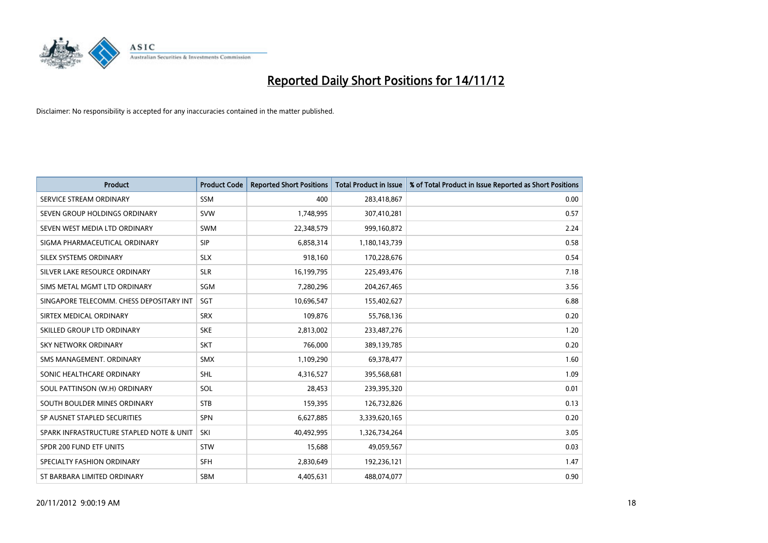# Reported Daily Short Positions for 14/11/12

Disclaimer: No responsibility is accepted for any inaccuracies contained in the matter published.

| Product | Product Code | Reported Short Positions | Total Product in Issue | % of Total Product in Issue Reported as Short Positions |
|---|---|---|---|---|
| SERVICE STREAM ORDINARY | SSM | 400 | 283,418,867 | 0.00 |
| SEVEN GROUP HOLDINGS ORDINARY | SVW | 1,748,995 | 307,410,281 | 0.57 |
| SEVEN WEST MEDIA LTD ORDINARY | SWM | 22,348,579 | 999,160,872 | 2.24 |
| SIGMA PHARMACEUTICAL ORDINARY | SIP | 6,858,314 | 1,180,143,739 | 0.58 |
| SILEX SYSTEMS ORDINARY | SLX | 918,160 | 170,228,676 | 0.54 |
| SILVER LAKE RESOURCE ORDINARY | SLR | 16,199,795 | 225,493,476 | 7.18 |
| SIMS METAL MGMT LTD ORDINARY | SGM | 7,280,296 | 204,267,465 | 3.56 |
| SINGAPORE TELECOMM. CHESS DEPOSITARY INT | SGT | 10,696,547 | 155,402,627 | 6.88 |
| SIRTEX MEDICAL ORDINARY | SRX | 109,876 | 55,768,136 | 0.20 |
| SKILLED GROUP LTD ORDINARY | SKE | 2,813,002 | 233,487,276 | 1.20 |
| SKY NETWORK ORDINARY | SKT | 766,000 | 389,139,785 | 0.20 |
| SMS MANAGEMENT. ORDINARY | SMX | 1,109,290 | 69,378,477 | 1.60 |
| SONIC HEALTHCARE ORDINARY | SHL | 4,316,527 | 395,568,681 | 1.09 |
| SOUL PATTINSON (W.H) ORDINARY | SOL | 28,453 | 239,395,320 | 0.01 |
| SOUTH BOULDER MINES ORDINARY | STB | 159,395 | 126,732,826 | 0.13 |
| SP AUSNET STAPLED SECURITIES | SPN | 6,627,885 | 3,339,620,165 | 0.20 |
| SPARK INFRASTRUCTURE STAPLED NOTE & UNIT | SKI | 40,492,995 | 1,326,734,264 | 3.05 |
| SPDR 200 FUND ETF UNITS | STW | 15,688 | 49,059,567 | 0.03 |
| SPECIALTY FASHION ORDINARY | SFH | 2,830,649 | 192,236,121 | 1.47 |
| ST BARBARA LIMITED ORDINARY | SBM | 4,405,631 | 488,074,077 | 0.90 |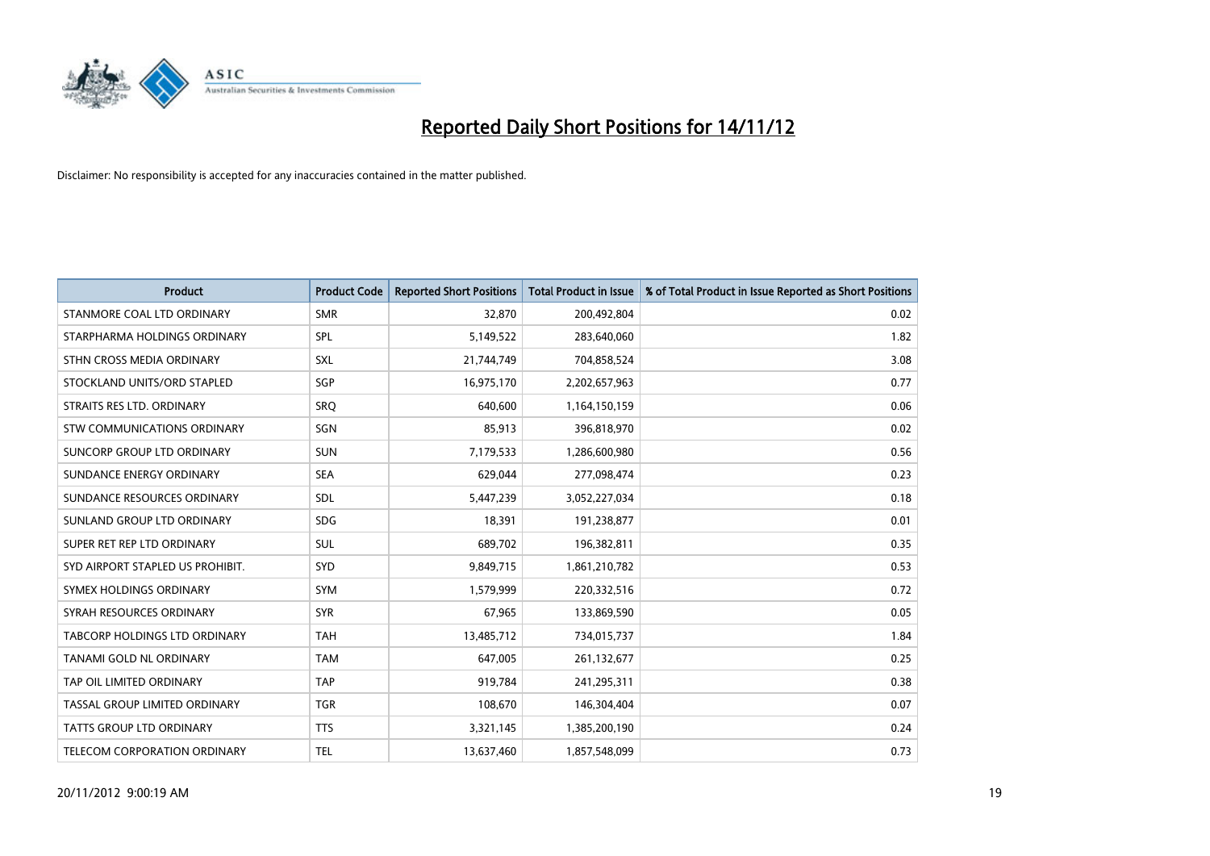# Reported Daily Short Positions for 14/11/12

Disclaimer: No responsibility is accepted for any inaccuracies contained in the matter published.

| Product | Product Code | Reported Short Positions | Total Product in Issue | % of Total Product in Issue Reported as Short Positions |
|---|---|---|---|---|
| STANMORE COAL LTD ORDINARY | SMR | 32,870 | 200,492,804 | 0.02 |
| STARPHARMA HOLDINGS ORDINARY | SPL | 5,149,522 | 283,640,060 | 1.82 |
| STHN CROSS MEDIA ORDINARY | SXL | 21,744,749 | 704,858,524 | 3.08 |
| STOCKLAND UNITS/ORD STAPLED | SGP | 16,975,170 | 2,202,657,963 | 0.77 |
| STRAITS RES LTD. ORDINARY | SRQ | 640,600 | 1,164,150,159 | 0.06 |
| STW COMMUNICATIONS ORDINARY | SGN | 85,913 | 396,818,970 | 0.02 |
| SUNCORP GROUP LTD ORDINARY | SUN | 7,179,533 | 1,286,600,980 | 0.56 |
| SUNDANCE ENERGY ORDINARY | SEA | 629,044 | 277,098,474 | 0.23 |
| SUNDANCE RESOURCES ORDINARY | SDL | 5,447,239 | 3,052,227,034 | 0.18 |
| SUNLAND GROUP LTD ORDINARY | SDG | 18,391 | 191,238,877 | 0.01 |
| SUPER RET REP LTD ORDINARY | SUL | 689,702 | 196,382,811 | 0.35 |
| SYD AIRPORT STAPLED US PROHIBIT. | SYD | 9,849,715 | 1,861,210,782 | 0.53 |
| SYMEX HOLDINGS ORDINARY | SYM | 1,579,999 | 220,332,516 | 0.72 |
| SYRAH RESOURCES ORDINARY | SYR | 67,965 | 133,869,590 | 0.05 |
| TABCORP HOLDINGS LTD ORDINARY | TAH | 13,485,712 | 734,015,737 | 1.84 |
| TANAMI GOLD NL ORDINARY | TAM | 647,005 | 261,132,677 | 0.25 |
| TAP OIL LIMITED ORDINARY | TAP | 919,784 | 241,295,311 | 0.38 |
| TASSAL GROUP LIMITED ORDINARY | TGR | 108,670 | 146,304,404 | 0.07 |
| TATTS GROUP LTD ORDINARY | TTS | 3,321,145 | 1,385,200,190 | 0.24 |
| TELECOM CORPORATION ORDINARY | TEL | 13,637,460 | 1,857,548,099 | 0.73 |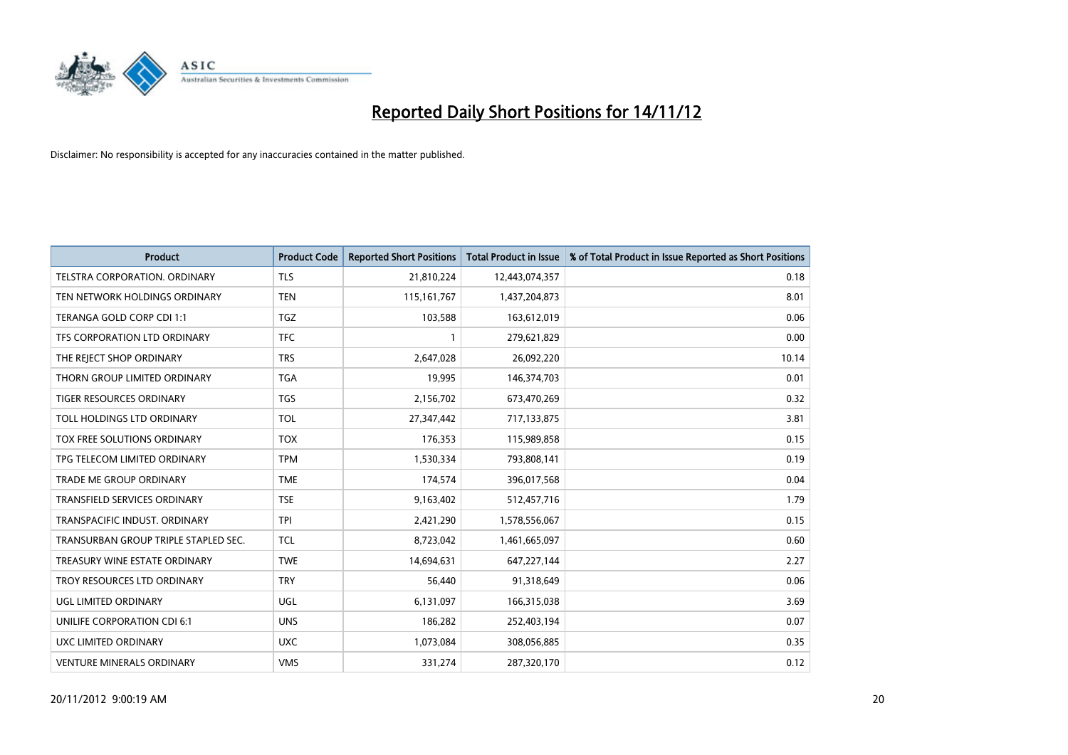# Reported Daily Short Positions for 14/11/12

Disclaimer: No responsibility is accepted for any inaccuracies contained in the matter published.

| Product | Product Code | Reported Short Positions | Total Product in Issue | % of Total Product in Issue Reported as Short Positions |
|---|---|---|---|---|
| TELSTRA CORPORATION. ORDINARY | TLS | 21,810,224 | 12,443,074,357 | 0.18 |
| TEN NETWORK HOLDINGS ORDINARY | TEN | 115,161,767 | 1,437,204,873 | 8.01 |
| TERANGA GOLD CORP CDI 1:1 | TGZ | 103,588 | 163,612,019 | 0.06 |
| TFS CORPORATION LTD ORDINARY | TFC | 1 | 279,621,829 | 0.00 |
| THE REJECT SHOP ORDINARY | TRS | 2,647,028 | 26,092,220 | 10.14 |
| THORN GROUP LIMITED ORDINARY | TGA | 19,995 | 146,374,703 | 0.01 |
| TIGER RESOURCES ORDINARY | TGS | 2,156,702 | 673,470,269 | 0.32 |
| TOLL HOLDINGS LTD ORDINARY | TOL | 27,347,442 | 717,133,875 | 3.81 |
| TOX FREE SOLUTIONS ORDINARY | TOX | 176,353 | 115,989,858 | 0.15 |
| TPG TELECOM LIMITED ORDINARY | TPM | 1,530,334 | 793,808,141 | 0.19 |
| TRADE ME GROUP ORDINARY | TME | 174,574 | 396,017,568 | 0.04 |
| TRANSFIELD SERVICES ORDINARY | TSE | 9,163,402 | 512,457,716 | 1.79 |
| TRANSPACIFIC INDUST. ORDINARY | TPI | 2,421,290 | 1,578,556,067 | 0.15 |
| TRANSURBAN GROUP TRIPLE STAPLED SEC. | TCL | 8,723,042 | 1,461,665,097 | 0.60 |
| TREASURY WINE ESTATE ORDINARY | TWE | 14,694,631 | 647,227,144 | 2.27 |
| TROY RESOURCES LTD ORDINARY | TRY | 56,440 | 91,318,649 | 0.06 |
| UGL LIMITED ORDINARY | UGL | 6,131,097 | 166,315,038 | 3.69 |
| UNILIFE CORPORATION CDI 6:1 | UNS | 186,282 | 252,403,194 | 0.07 |
| UXC LIMITED ORDINARY | UXC | 1,073,084 | 308,056,885 | 0.35 |
| VENTURE MINERALS ORDINARY | VMS | 331,274 | 287,320,170 | 0.12 |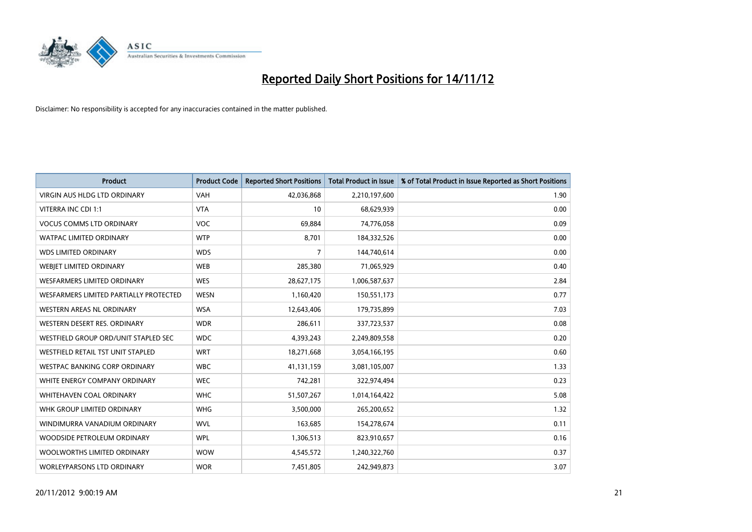# Reported Daily Short Positions for 14/11/12

Disclaimer: No responsibility is accepted for any inaccuracies contained in the matter published.

| Product | Product Code | Reported Short Positions | Total Product in Issue | % of Total Product in Issue Reported as Short Positions |
|---|---|---|---|---|
| VIRGIN AUS HLDG LTD ORDINARY | VAH | 42,036,868 | 2,210,197,600 | 1.90 |
| VITERRA INC CDI 1:1 | VTA | 10 | 68,629,939 | 0.00 |
| VOCUS COMMS LTD ORDINARY | VOC | 69,884 | 74,776,058 | 0.09 |
| WATPAC LIMITED ORDINARY | WTP | 8,701 | 184,332,526 | 0.00 |
| WDS LIMITED ORDINARY | WDS | 7 | 144,740,614 | 0.00 |
| WEBJET LIMITED ORDINARY | WEB | 285,380 | 71,065,929 | 0.40 |
| WESFARMERS LIMITED ORDINARY | WES | 28,627,175 | 1,006,587,637 | 2.84 |
| WESFARMERS LIMITED PARTIALLY PROTECTED | WESN | 1,160,420 | 150,551,173 | 0.77 |
| WESTERN AREAS NL ORDINARY | WSA | 12,643,406 | 179,735,899 | 7.03 |
| WESTERN DESERT RES. ORDINARY | WDR | 286,611 | 337,723,537 | 0.08 |
| WESTFIELD GROUP ORD/UNIT STAPLED SEC | WDC | 4,393,243 | 2,249,809,558 | 0.20 |
| WESTFIELD RETAIL TST UNIT STAPLED | WRT | 18,271,668 | 3,054,166,195 | 0.60 |
| WESTPAC BANKING CORP ORDINARY | WBC | 41,131,159 | 3,081,105,007 | 1.33 |
| WHITE ENERGY COMPANY ORDINARY | WEC | 742,281 | 322,974,494 | 0.23 |
| WHITEHAVEN COAL ORDINARY | WHC | 51,507,267 | 1,014,164,422 | 5.08 |
| WHK GROUP LIMITED ORDINARY | WHG | 3,500,000 | 265,200,652 | 1.32 |
| WINDIMURRA VANADIUM ORDINARY | WVL | 163,685 | 154,278,674 | 0.11 |
| WOODSIDE PETROLEUM ORDINARY | WPL | 1,306,513 | 823,910,657 | 0.16 |
| WOOLWORTHS LIMITED ORDINARY | WOW | 4,545,572 | 1,240,322,760 | 0.37 |
| WORLEYPARSONS LTD ORDINARY | WOR | 7,451,805 | 242,949,873 | 3.07 |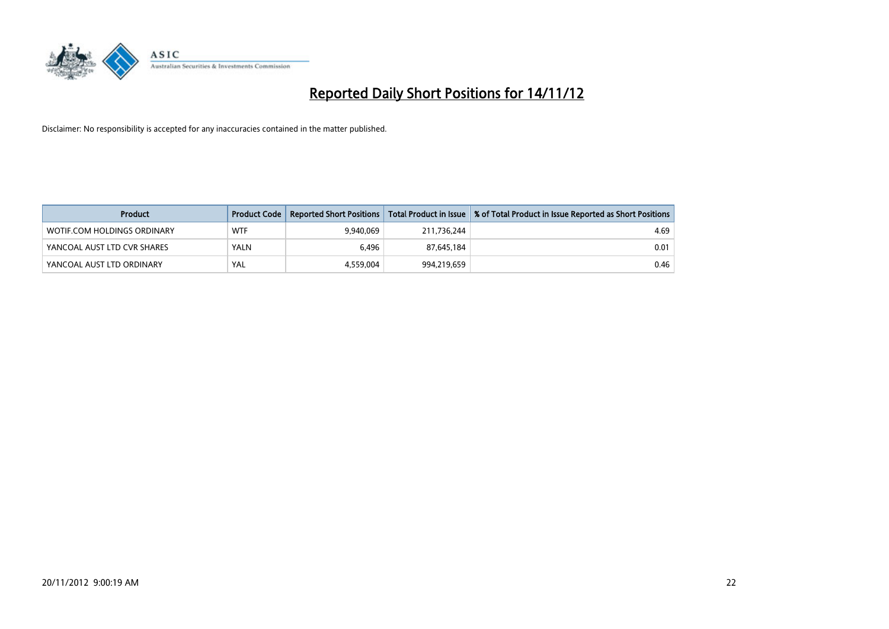# Reported Daily Short Positions for 14/11/12

Disclaimer: No responsibility is accepted for any inaccuracies contained in the matter published.

| Product | Product Code | Reported Short Positions | Total Product in Issue | % of Total Product in Issue Reported as Short Positions |
|---|---|---|---|---|
| WOTIF.COM HOLDINGS ORDINARY | WTF | 9,940,069 | 211,736,244 | 4.69 |
| YANCOAL AUST LTD CVR SHARES | YALN | 6,496 | 87,645,184 | 0.01 |
| YANCOAL AUST LTD ORDINARY | YAL | 4,559,004 | 994,219,659 | 0.46 |

20/11/2012 9:00:19 AM